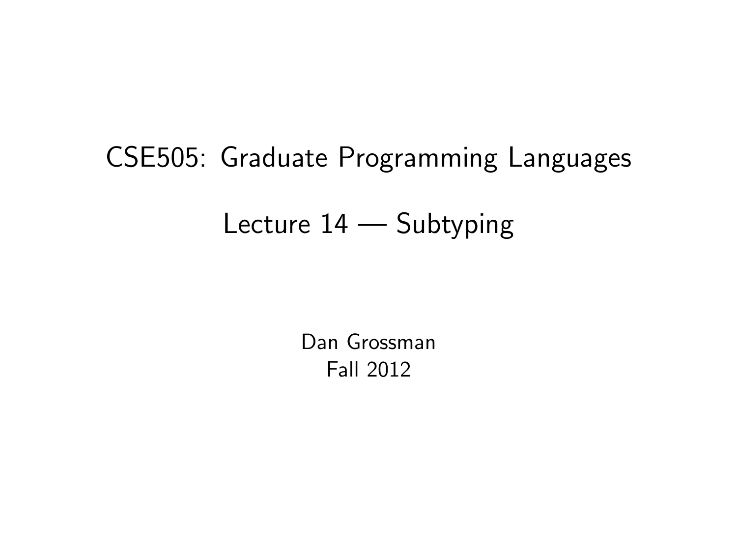# CSE505: Graduate Programming Languages

## Lecture 14 — Subtyping

Dan Grossman
Fall 2012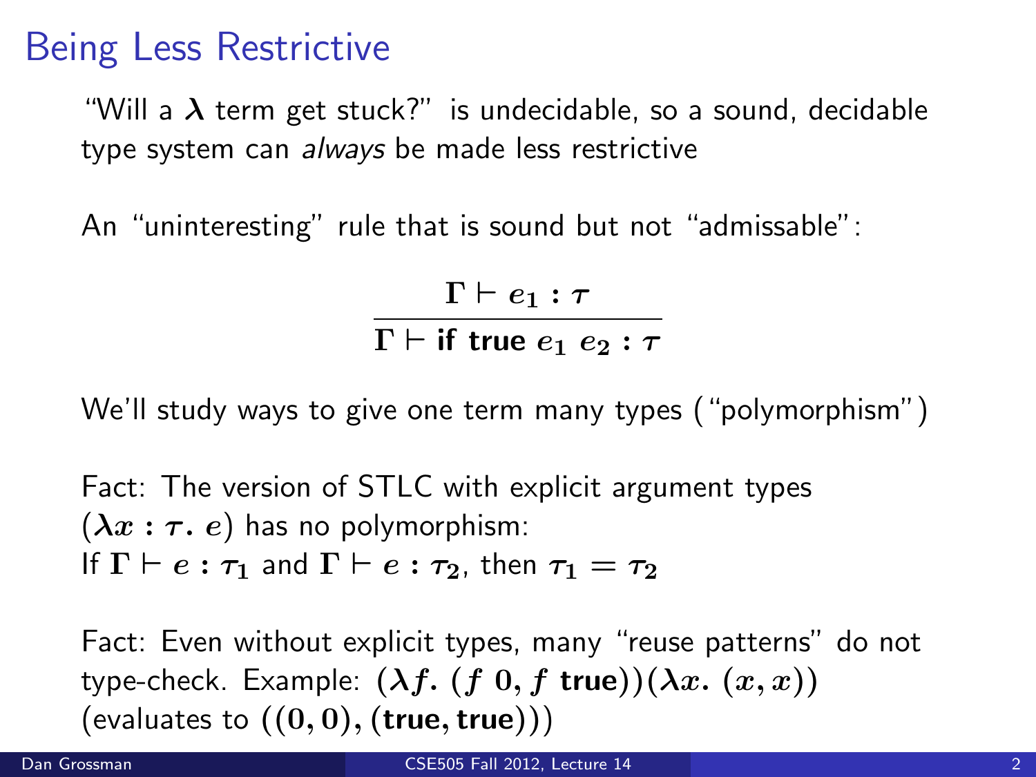# Being Less Restrictive

"Will a $\lambda$ term get stuck?" is undecidable, so a sound, decidable type system can *always* be made less restrictive

An "uninteresting" rule that is sound but not "admissable":

$$\frac{\Gamma \vdash e_1 : \tau}{\Gamma \vdash \textbf{if true } e_1 \ e_2 : \tau}$$

We'll study ways to give one term many types ("polymorphism")

Fact: The version of STLC with explicit argument types ($\lambda x : \tau.\ e$) has no polymorphism:
If $\Gamma \vdash e : \tau_1$ and $\Gamma \vdash e : \tau_2$, then $\tau_1 = \tau_2$

Fact: Even without explicit types, many "reuse patterns" do not type-check. Example: $(\lambda f.\ (f\ 0, f\ \textbf{true}))(\lambda x.\ (x, x))$
(evaluates to $((0, 0), (\textbf{true}, \textbf{true}))$)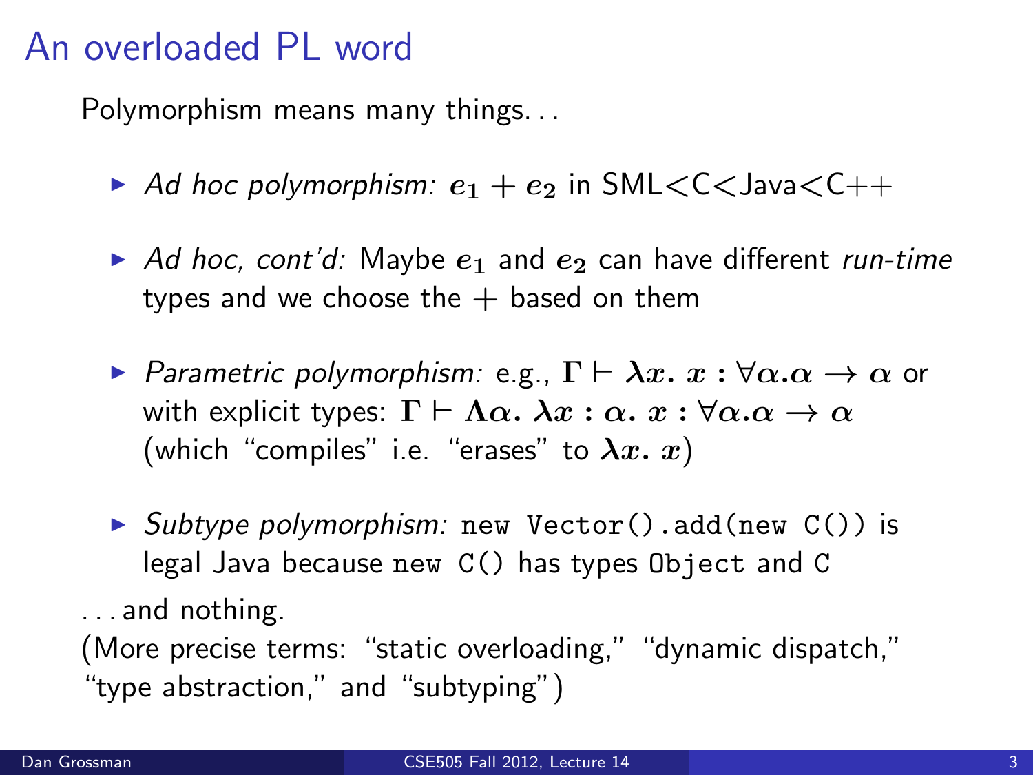# An overloaded PL word

Polymorphism means many things...

- *Ad hoc polymorphism:* $e_1 + e_2$ in SML<C<Java<C++
- *Ad hoc, cont'd:* Maybe $e_1$ and $e_2$ can have different *run-time* types and we choose the + based on them
- *Parametric polymorphism:* e.g., $\Gamma \vdash \lambda x.\ x : \forall \alpha. \alpha \to \alpha$ or with explicit types: $\Gamma \vdash \Lambda \alpha.\ \lambda x : \alpha.\ x : \forall \alpha. \alpha \to \alpha$ (which "compiles" i.e. "erases" to $\lambda x.\ x$)
- *Subtype polymorphism:* `new Vector().add(new C())` is legal Java because `new C()` has types `Object` and `C`

...and nothing.

(More precise terms: "static overloading," "dynamic dispatch," "type abstraction," and "subtyping")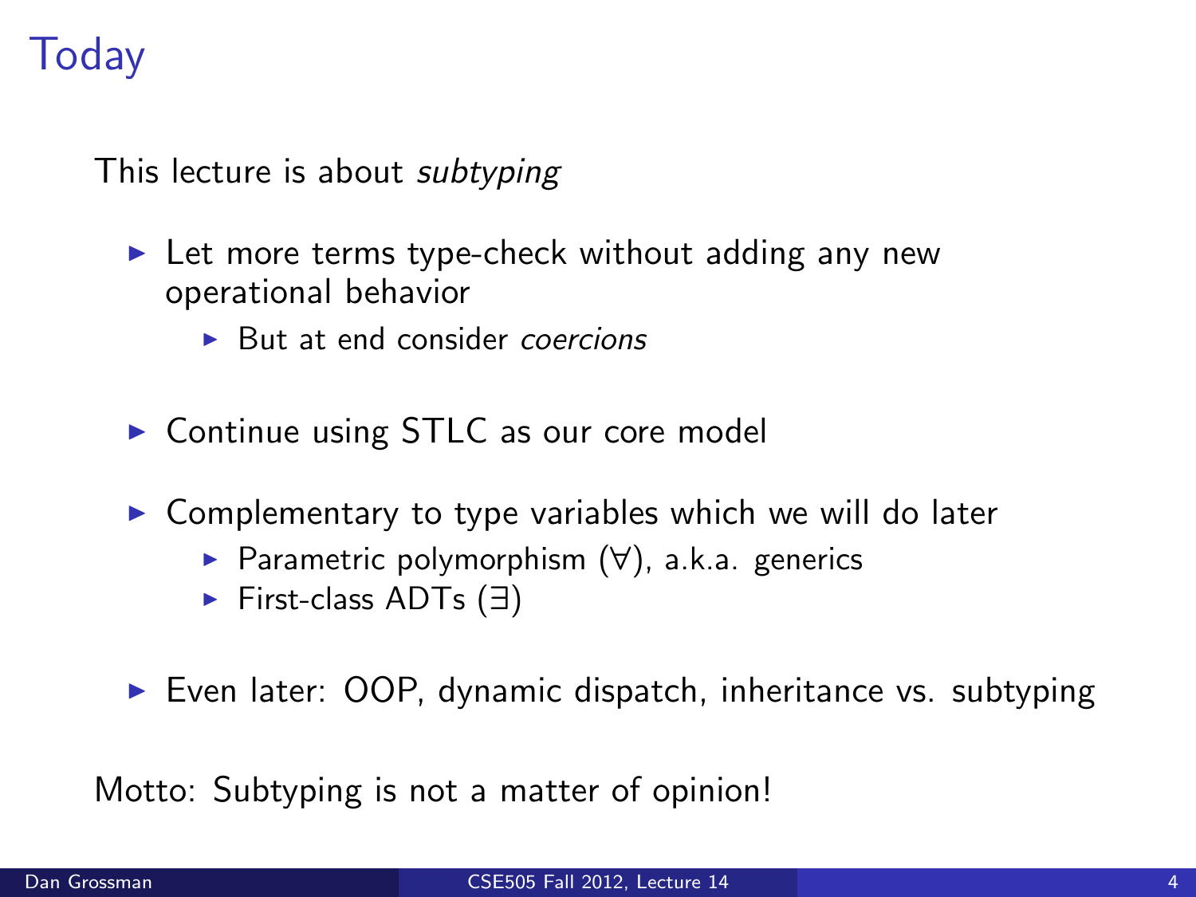# Today

This lecture is about *subtyping*

- Let more terms type-check without adding any new operational behavior
  - But at end consider *coercions*
- Continue using STLC as our core model
- Complementary to type variables which we will do later
  - Parametric polymorphism ($\forall$), a.k.a. generics
  - First-class ADTs ($\exists$)
- Even later: OOP, dynamic dispatch, inheritance vs. subtyping

Motto: Subtyping is not a matter of opinion!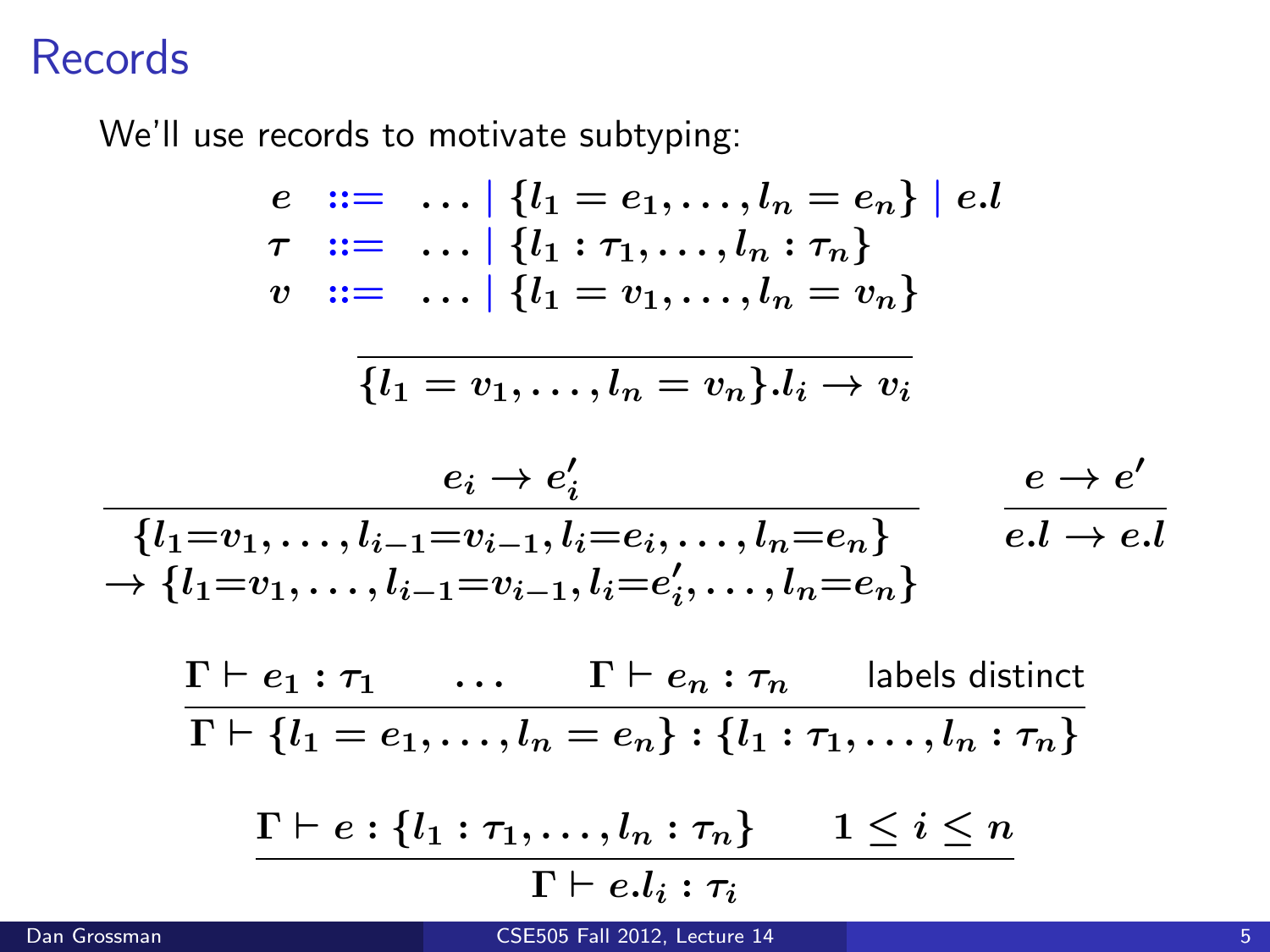# Records

We'll use records to motivate subtyping:

$$
\begin{array}{lcl}
e & ::= & \ldots \mid \{l_1 = e_1, \ldots, l_n = e_n\} \mid e.l \\
\tau & ::= & \ldots \mid \{l_1 : \tau_1, \ldots, l_n : \tau_n\} \\
v & ::= & \ldots \mid \{l_1 = v_1, \ldots, l_n = v_n\}
\end{array}
$$

$$
\frac{}{\{l_1 = v_1, \ldots, l_n = v_n\}.l_i \to v_i}
$$

$$
\frac{e_i \to e_i'}{\begin{array}{c}\{l_1{=}v_1, \ldots, l_{i-1}{=}v_{i-1}, l_i{=}e_i, \ldots, l_n{=}e_n\} \\ \to \{l_1{=}v_1, \ldots, l_{i-1}{=}v_{i-1}, l_i{=}e_i', \ldots, l_n{=}e_n\}\end{array}}
\qquad
\frac{e \to e'}{e.l \to e'.l}
$$

$$
\frac{\Gamma \vdash e_1 : \tau_1 \qquad \ldots \qquad \Gamma \vdash e_n : \tau_n \qquad \text{labels distinct}}{\Gamma \vdash \{l_1 = e_1, \ldots, l_n = e_n\} : \{l_1 : \tau_1, \ldots, l_n : \tau_n\}}
$$

$$
\frac{\Gamma \vdash e : \{l_1 : \tau_1, \ldots, l_n : \tau_n\} \qquad 1 \leq i \leq n}{\Gamma \vdash e.l_i : \tau_i}
$$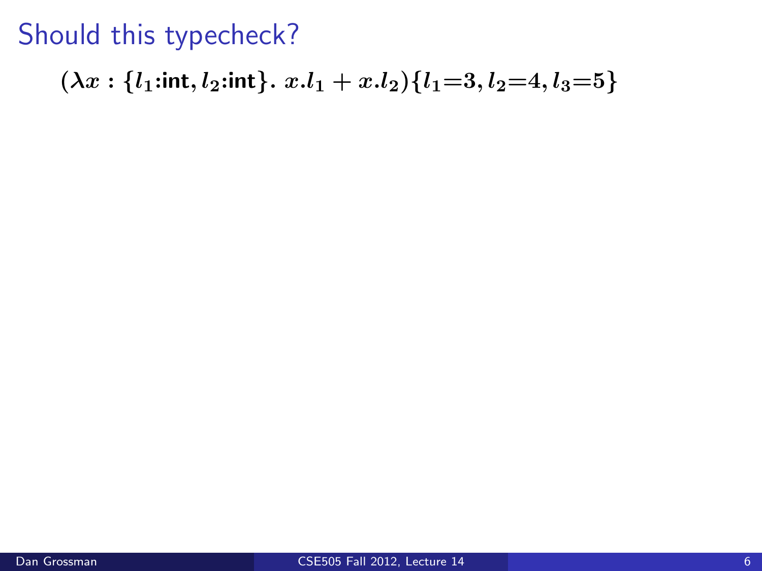# Should this typecheck?

$$(\lambda x : \{l_1\text{:int}, l_2\text{:int}\}.\ x.l_1 + x.l_2)\{l_1{=}3, l_2{=}4, l_3{=}5\}$$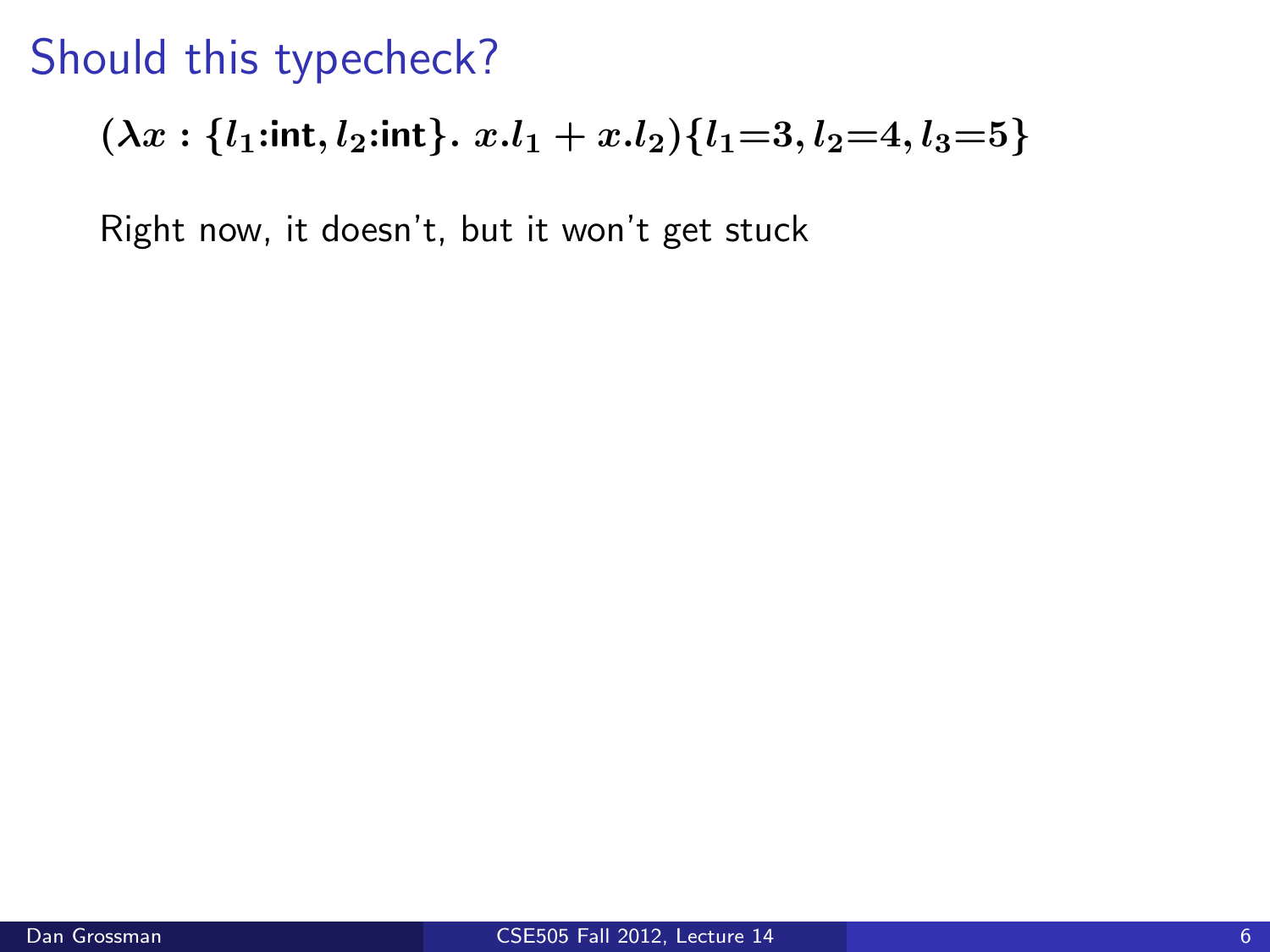# Should this typecheck?

$$(\lambda x : \{l_1\text{:int}, l_2\text{:int}\}.\ x.l_1 + x.l_2)\{l_1{=}3, l_2{=}4, l_3{=}5\}$$

Right now, it doesn't, but it won't get stuck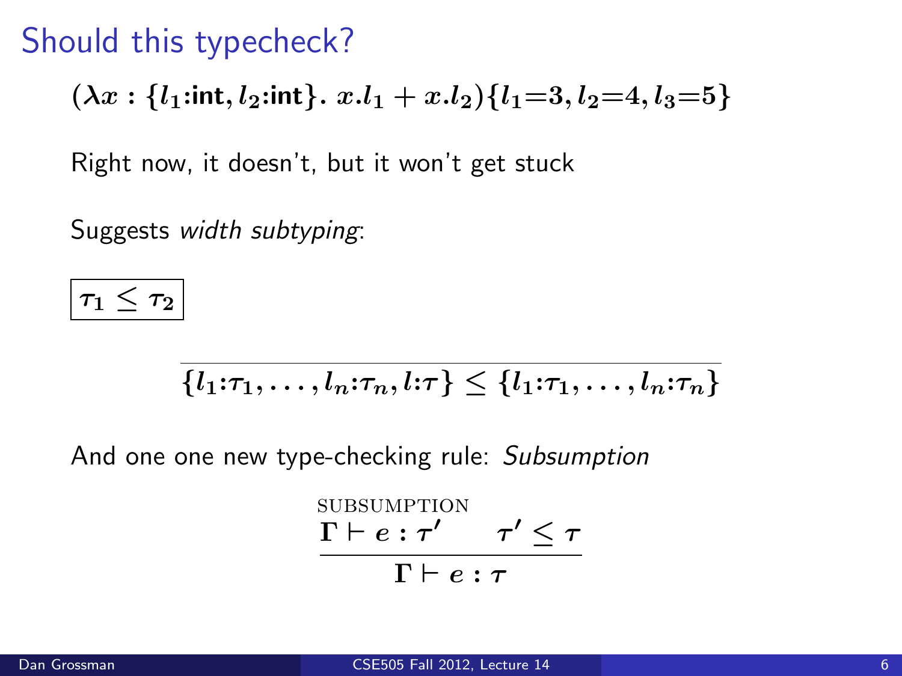# Should this typecheck?

$$(\lambda x : \{l_1{:}\text{int}, l_2{:}\text{int}\}.\ x.l_1 + x.l_2)\{l_1{=}3, l_2{=}4, l_3{=}5\}$$

Right now, it doesn't, but it won't get stuck

Suggests *width subtyping*:

$$\boxed{\tau_1 \leq \tau_2}$$

$$\frac{}{\{l_1{:}\tau_1, \ldots, l_n{:}\tau_n, l{:}\tau\} \leq \{l_1{:}\tau_1, \ldots, l_n{:}\tau_n\}}$$

And one one new type-checking rule: *Subsumption*

$$\frac{\Gamma \vdash e : \tau' \qquad \tau' \leq \tau}{\Gamma \vdash e : \tau} \text{ SUBSUMPTION}$$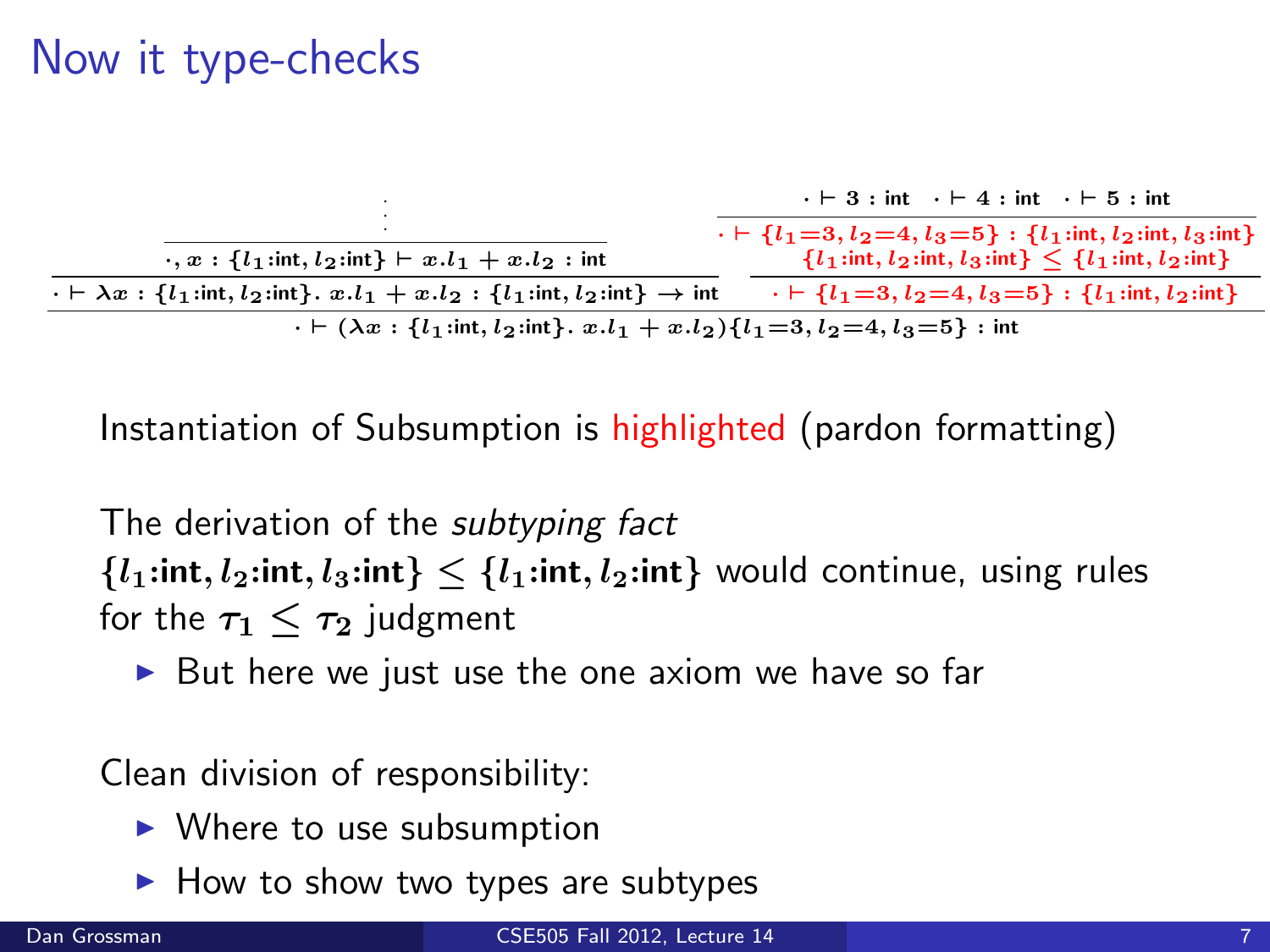# Now it type-checks

$$
\dfrac{
\dfrac{\dfrac{\vdots}{\cdot, x : \{l_1\text{:int}, l_2\text{:int}\} \vdash x.l_1 + x.l_2 : \text{int}}}{\cdot \vdash \lambda x : \{l_1\text{:int}, l_2\text{:int}\}.\ x.l_1 + x.l_2 : \{l_1\text{:int}, l_2\text{:int}\} \to \text{int}}
\qquad
\dfrac{\dfrac{\cdot \vdash 3 : \text{int} \quad \cdot \vdash 4 : \text{int} \quad \cdot \vdash 5 : \text{int}}{\color{red}{\cdot \vdash \{l_1{=}3, l_2{=}4, l_3{=}5\} : \{l_1\text{:int}, l_2\text{:int}, l_3\text{:int}\}}} \quad \color{red}{\{l_1\text{:int}, l_2\text{:int}, l_3\text{:int}\} \leq \{l_1\text{:int}, l_2\text{:int}\}}}{\color{red}{\cdot \vdash \{l_1{=}3, l_2{=}4, l_3{=}5\} : \{l_1\text{:int}, l_2\text{:int}\}}}
}{
\cdot \vdash (\lambda x : \{l_1\text{:int}, l_2\text{:int}\}.\ x.l_1 + x.l_2)\{l_1{=}3, l_2{=}4, l_3{=}5\} : \text{int}
}
$$

Instantiation of Subsumption is highlighted (pardon formatting)

The derivation of the *subtyping fact* $\{l_1\text{:int}, l_2\text{:int}, l_3\text{:int}\} \leq \{l_1\text{:int}, l_2\text{:int}\}$ would continue, using rules for the $\tau_1 \leq \tau_2$ judgment

- But here we just use the one axiom we have so far

Clean division of responsibility:

- Where to use subsumption
- How to show two types are subtypes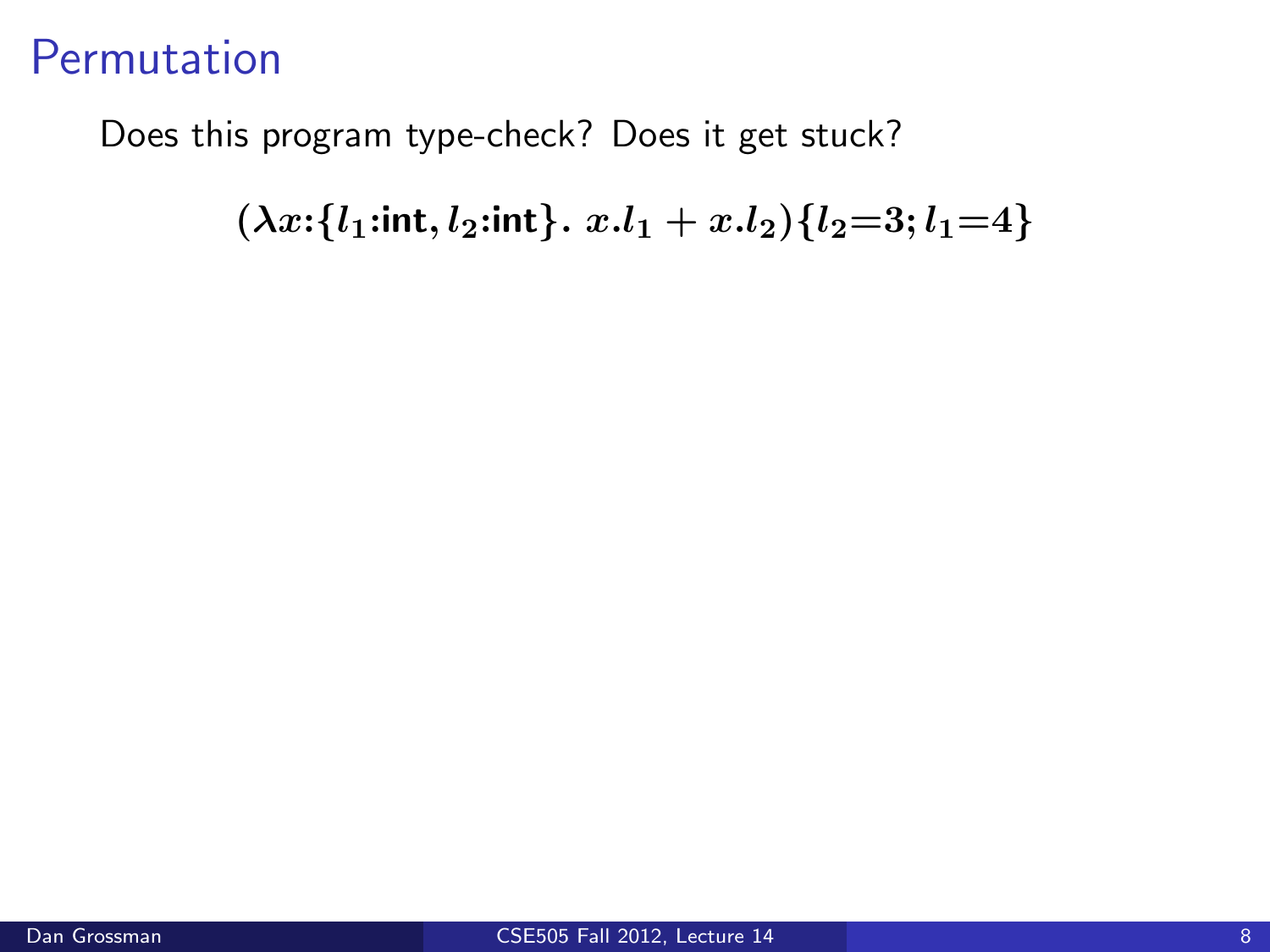# Permutation

Does this program type-check? Does it get stuck?

$$(\lambda x{:}\{l_1{:}\mathsf{int}, l_2{:}\mathsf{int}\}.\ x.l_1 + x.l_2)\{l_2{=}3; l_1{=}4\}$$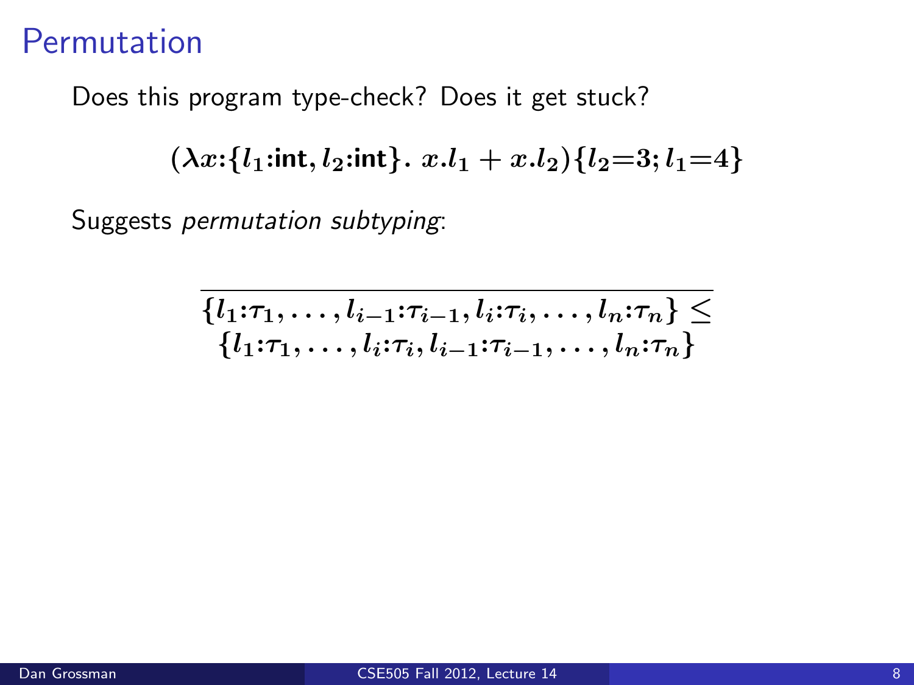# Permutation

Does this program type-check? Does it get stuck?

$$(\lambda x{:}\{l_1{:}\mathsf{int}, l_2{:}\mathsf{int}\}.\ x.l_1 + x.l_2)\{l_2{=}3; l_1{=}4\}$$

Suggests *permutation subtyping*:

$$\frac{}{\{l_1{:}\tau_1, \ldots, l_{i-1}{:}\tau_{i-1}, l_i{:}\tau_i, \ldots, l_n{:}\tau_n\} \leq \{l_1{:}\tau_1, \ldots, l_i{:}\tau_i, l_{i-1}{:}\tau_{i-1}, \ldots, l_n{:}\tau_n\}}$$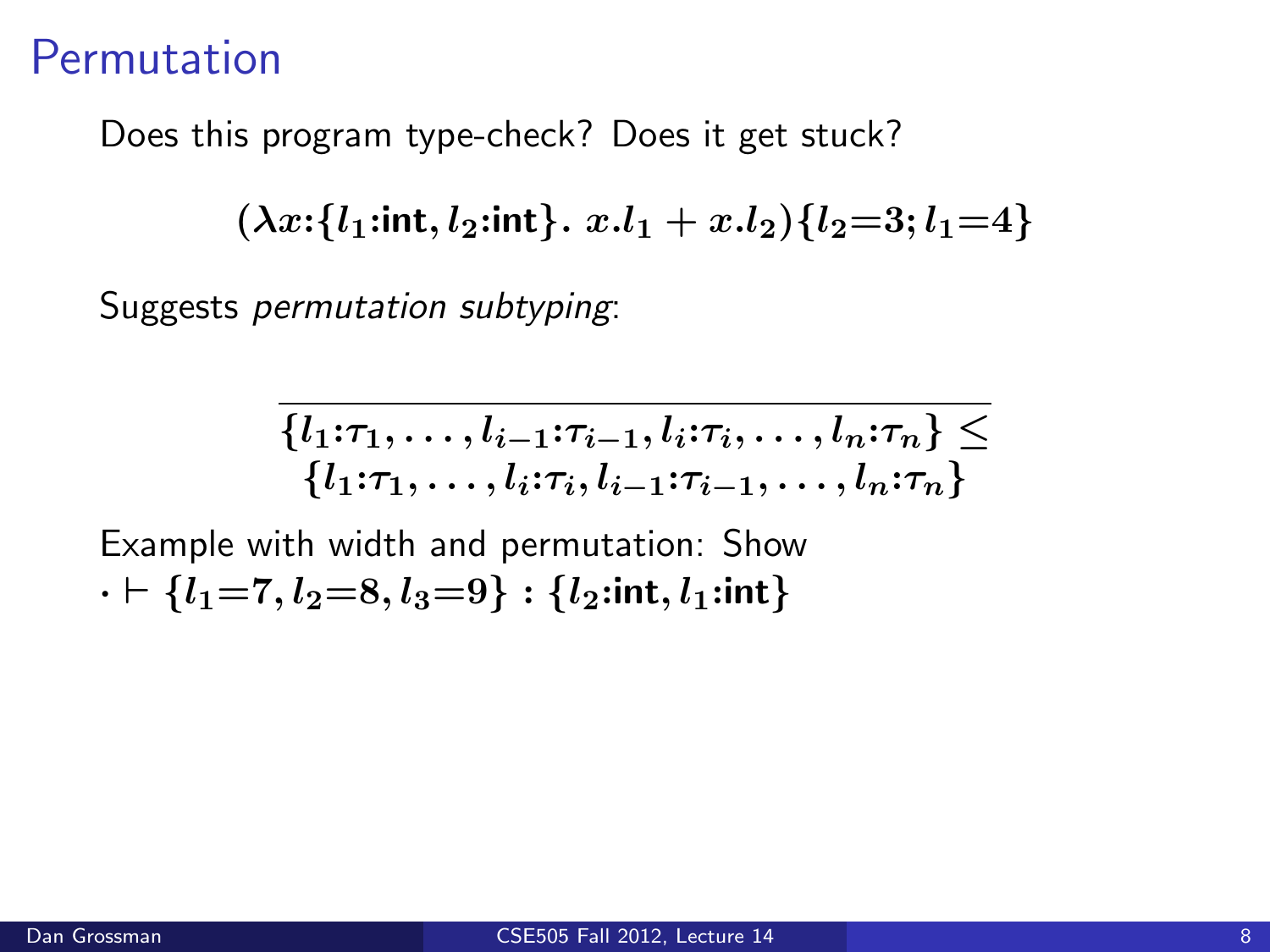# Permutation

Does this program type-check? Does it get stuck?

$$(\lambda x{:}\{l_1{:}\mathsf{int}, l_2{:}\mathsf{int}\}.\ x.l_1 + x.l_2)\{l_2{=}3; l_1{=}4\}$$

Suggests *permutation subtyping*:

$$\frac{}{\begin{array}{c}\{l_1{:}\tau_1, \ldots, l_{i-1}{:}\tau_{i-1}, l_i{:}\tau_i, \ldots, l_n{:}\tau_n\} \leq \\ \{l_1{:}\tau_1, \ldots, l_i{:}\tau_i, l_{i-1}{:}\tau_{i-1}, \ldots, l_n{:}\tau_n\}\end{array}}$$

Example with width and permutation: Show $\cdot \vdash \{l_1{=}7, l_2{=}8, l_3{=}9\} : \{l_2{:}\mathsf{int}, l_1{:}\mathsf{int}\}$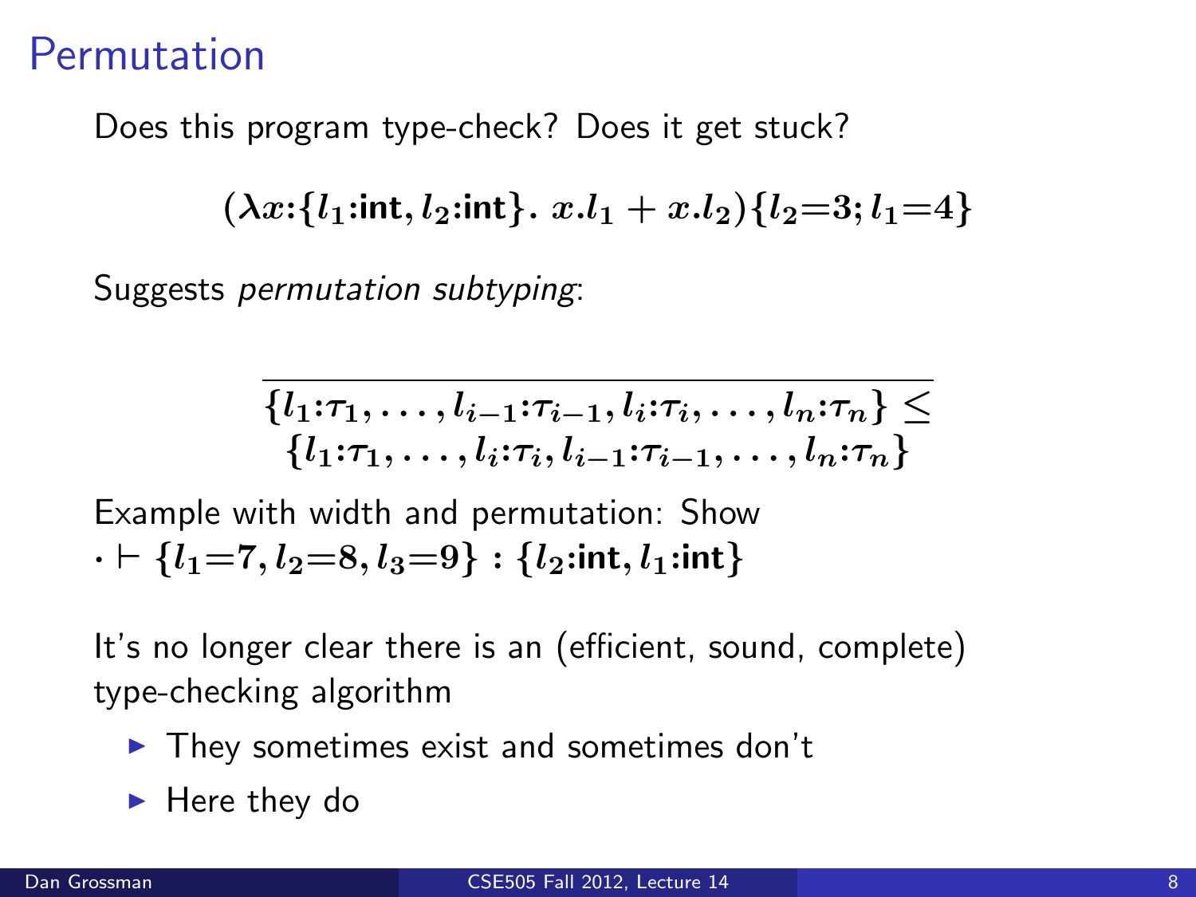# Permutation

Does this program type-check? Does it get stuck?

$$(\lambda x{:}\{l_1{:}\mathsf{int}, l_2{:}\mathsf{int}\}.\ x.l_1 + x.l_2)\{l_2{=}3; l_1{=}4\}$$

Suggests *permutation subtyping*:

$$\frac{}{\{l_1{:}\tau_1, \ldots, l_{i-1}{:}\tau_{i-1}, l_i{:}\tau_i, \ldots, l_n{:}\tau_n\} \leq \{l_1{:}\tau_1, \ldots, l_i{:}\tau_i, l_{i-1}{:}\tau_{i-1}, \ldots, l_n{:}\tau_n\}}$$

Example with width and permutation: Show
$\cdot \vdash \{l_1{=}7, l_2{=}8, l_3{=}9\} : \{l_2{:}\mathsf{int}, l_1{:}\mathsf{int}\}$

It's no longer clear there is an (efficient, sound, complete) type-checking algorithm

- They sometimes exist and sometimes don't
- Here they do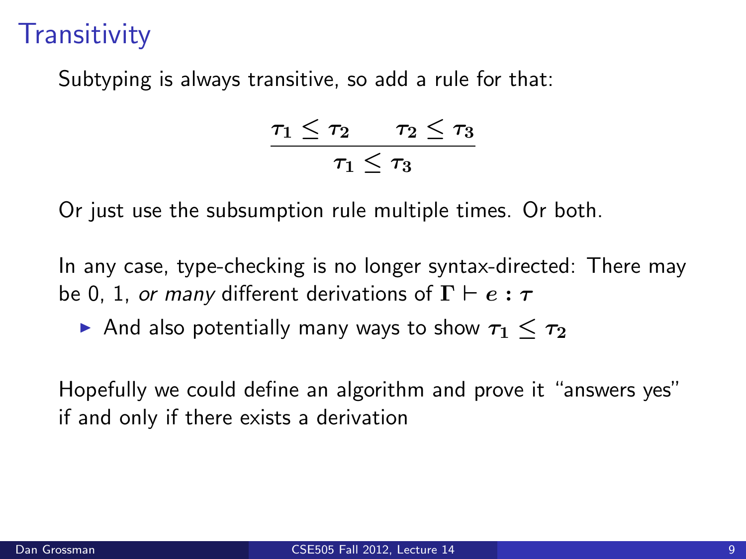# Transitivity

Subtyping is always transitive, so add a rule for that:

$$\frac{\tau_1 \leq \tau_2 \qquad \tau_2 \leq \tau_3}{\tau_1 \leq \tau_3}$$

Or just use the subsumption rule multiple times. Or both.

In any case, type-checking is no longer syntax-directed: There may be 0, 1, *or many* different derivations of $\Gamma \vdash e : \tau$

- And also potentially many ways to show $\tau_1 \leq \tau_2$

Hopefully we could define an algorithm and prove it "answers yes" if and only if there exists a derivation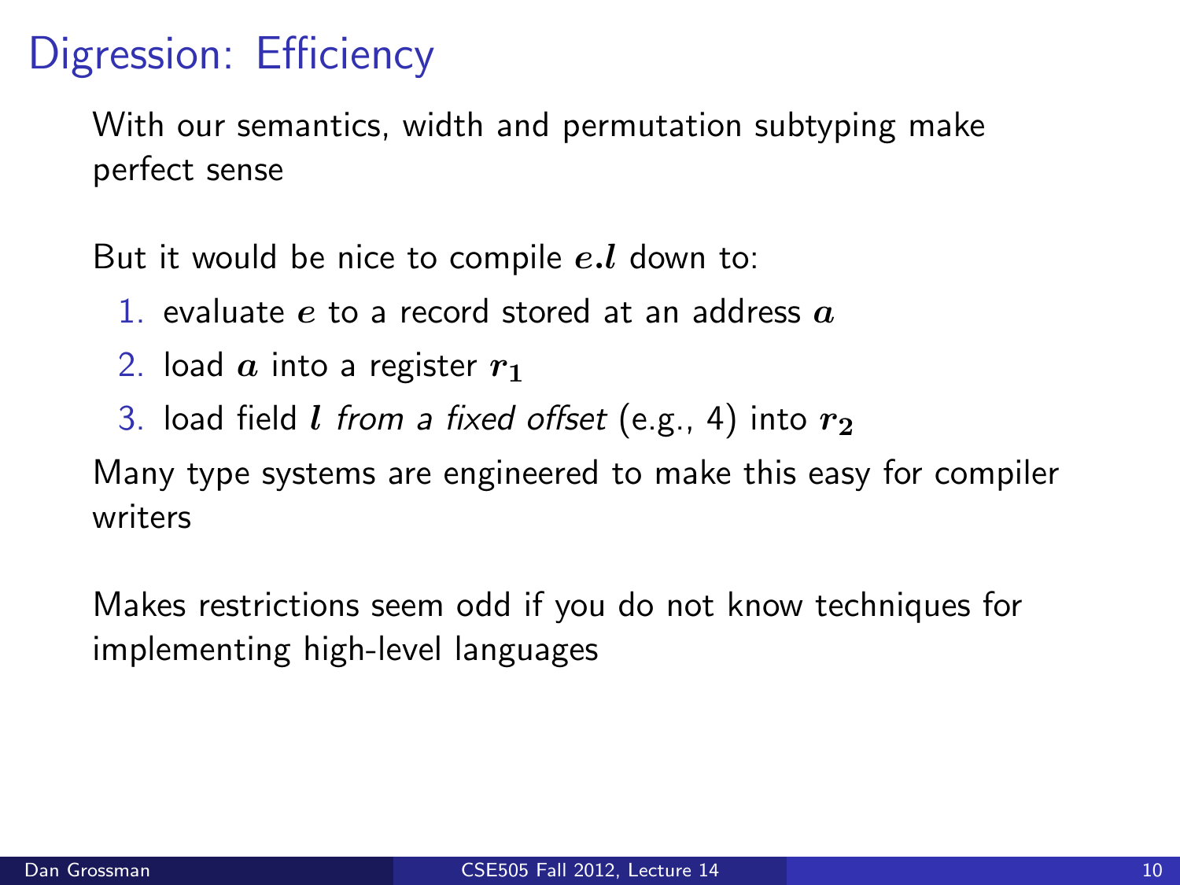# Digression: Efficiency

With our semantics, width and permutation subtyping make perfect sense

But it would be nice to compile $e.l$ down to:

1. evaluate $e$ to a record stored at an address $a$
2. load $a$ into a register $r_1$
3. load field $l$ *from a fixed offset* (e.g., 4) into $r_2$

Many type systems are engineered to make this easy for compiler writers

Makes restrictions seem odd if you do not know techniques for implementing high-level languages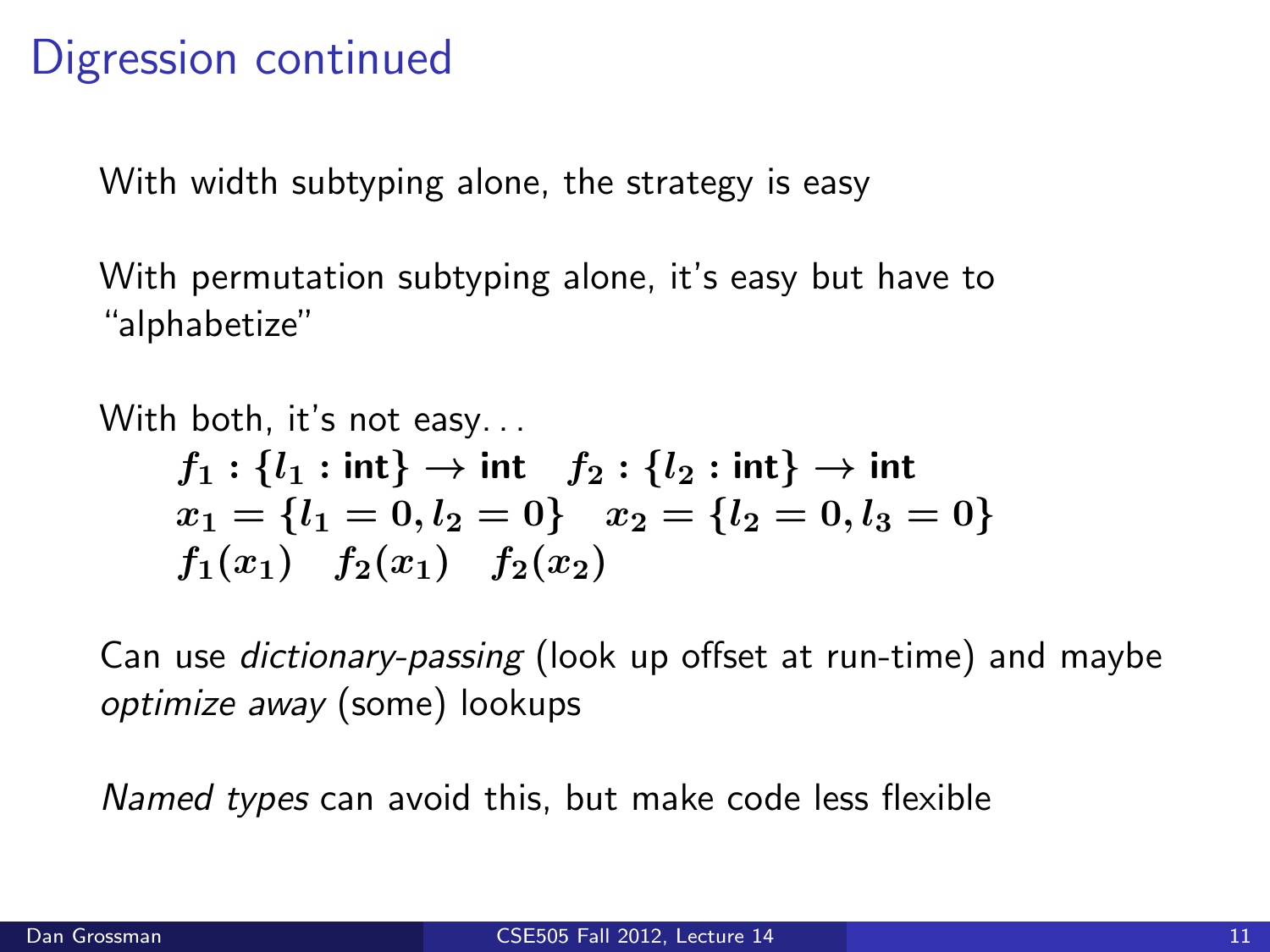# Digression continued

With width subtyping alone, the strategy is easy

With permutation subtyping alone, it's easy but have to "alphabetize"

With both, it's not easy. . .

$$f_1 : \{l_1 : \textbf{int}\} \rightarrow \textbf{int} \quad f_2 : \{l_2 : \textbf{int}\} \rightarrow \textbf{int}$$
$$x_1 = \{l_1 = 0, l_2 = 0\} \quad x_2 = \{l_2 = 0, l_3 = 0\}$$
$$f_1(x_1) \quad f_2(x_1) \quad f_2(x_2)$$

Can use *dictionary-passing* (look up offset at run-time) and maybe *optimize away* (some) lookups

*Named types* can avoid this, but make code less flexible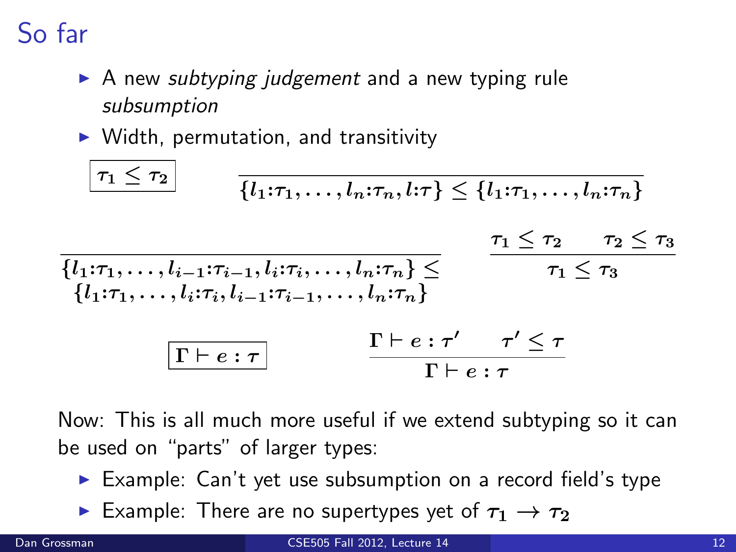# So far

- A new *subtyping judgement* and a new typing rule *subsumption*
- Width, permutation, and transitivity

$$\boxed{\tau_1 \leq \tau_2} \qquad \frac{}{\{l_1{:}\tau_1, \ldots, l_n{:}\tau_n, l{:}\tau\} \leq \{l_1{:}\tau_1, \ldots, l_n{:}\tau_n\}}$$

$$\frac{}{\begin{array}{c}\{l_1{:}\tau_1, \ldots, l_{i-1}{:}\tau_{i-1}, l_i{:}\tau_i, \ldots, l_n{:}\tau_n\} \leq \\ \{l_1{:}\tau_1, \ldots, l_i{:}\tau_i, l_{i-1}{:}\tau_{i-1}, \ldots, l_n{:}\tau_n\}\end{array}} \qquad \frac{\tau_1 \leq \tau_2 \qquad \tau_2 \leq \tau_3}{\tau_1 \leq \tau_3}$$

$$\boxed{\Gamma \vdash e : \tau} \qquad \frac{\Gamma \vdash e : \tau' \qquad \tau' \leq \tau}{\Gamma \vdash e : \tau}$$

Now: This is all much more useful if we extend subtyping so it can be used on "parts" of larger types:

- Example: Can't yet use subsumption on a record field's type
- Example: There are no supertypes yet of $\tau_1 \rightarrow \tau_2$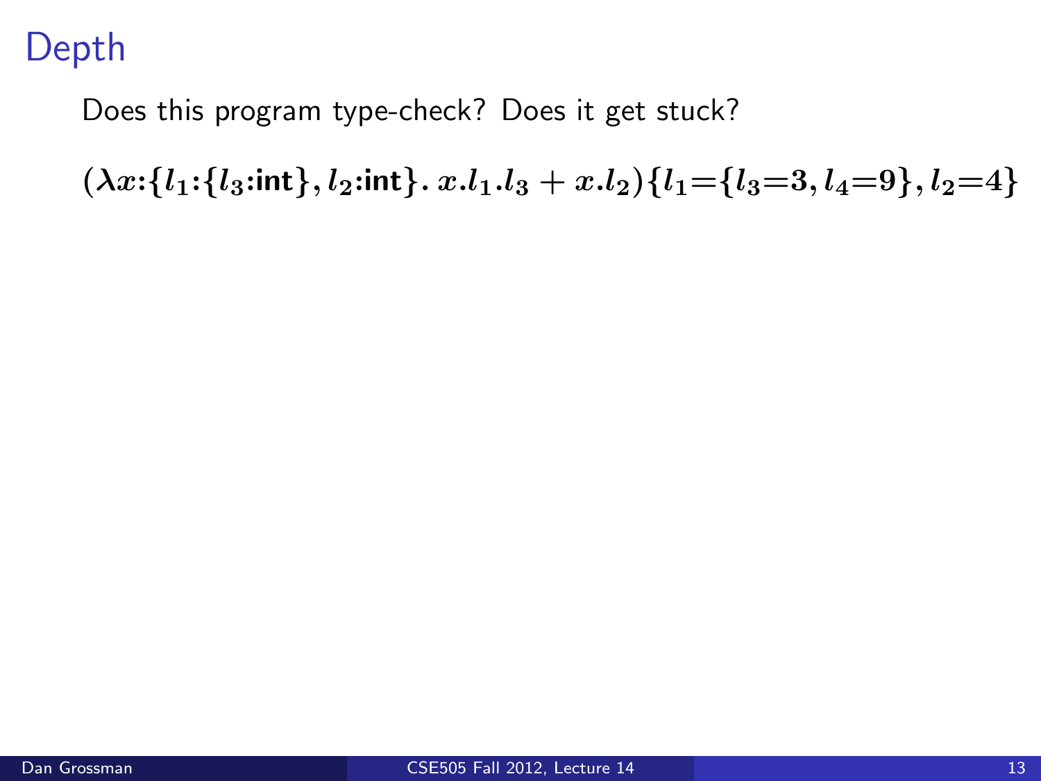# Depth

Does this program type-check? Does it get stuck?

$$(\lambda x{:}\{l_1{:}\{l_3{:}\mathsf{int}\}, l_2{:}\mathsf{int}\}.\ x.l_1.l_3 + x.l_2)\{l_1{=}\{l_3{=}3, l_4{=}9\}, l_2{=}4\}$$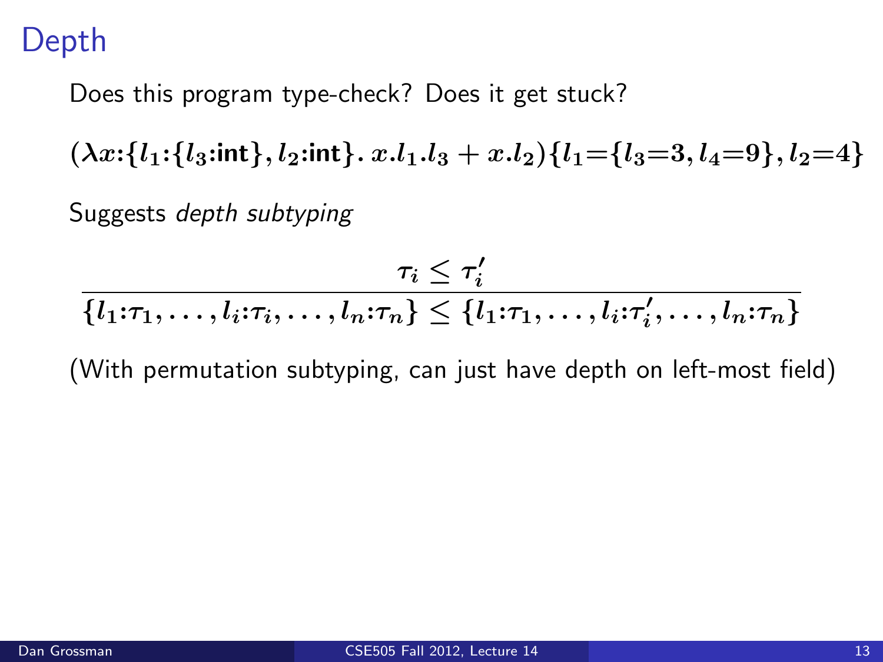# Depth

Does this program type-check? Does it get stuck?

$$(\lambda x{:}\{l_1{:}\{l_3{:}\mathsf{int}\}, l_2{:}\mathsf{int}\}.\ x.l_1.l_3 + x.l_2)\{l_1{=}\{l_3{=}3, l_4{=}9\}, l_2{=}4\}$$

Suggests *depth subtyping*

$$\frac{\tau_i \leq \tau_i'}{\{l_1{:}\tau_1, \ldots, l_i{:}\tau_i, \ldots, l_n{:}\tau_n\} \leq \{l_1{:}\tau_1, \ldots, l_i{:}\tau_i', \ldots, l_n{:}\tau_n\}}$$

(With permutation subtyping, can just have depth on left-most field)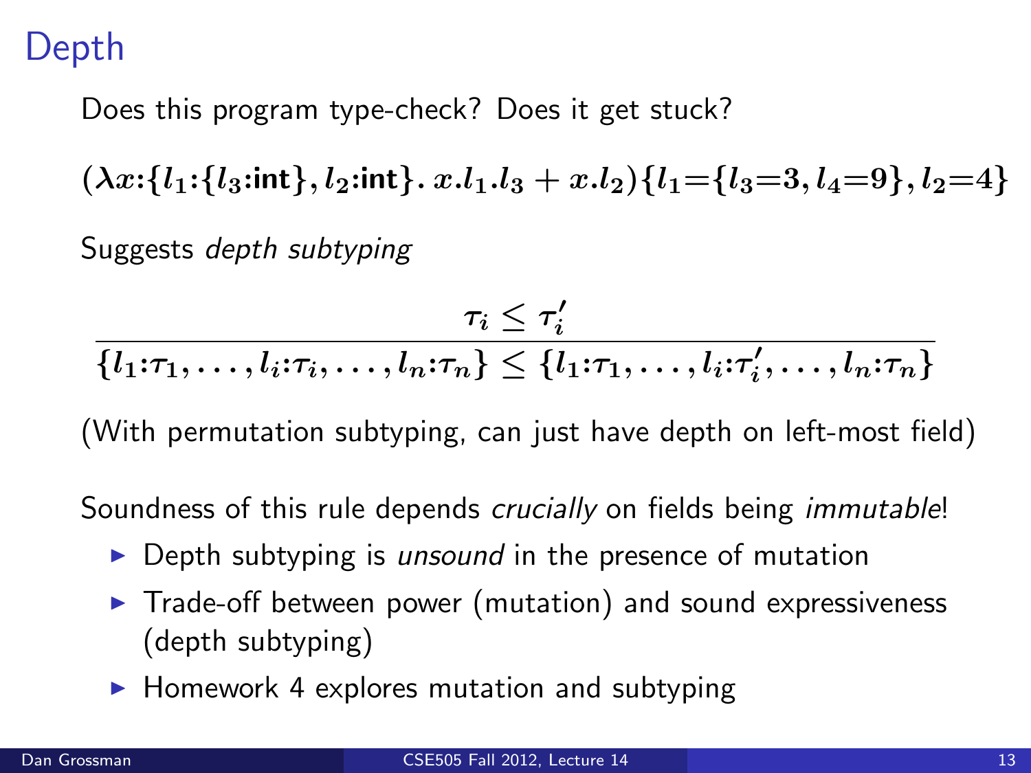# Depth

Does this program type-check? Does it get stuck?

$$(\lambda x{:}\{l_1{:}\{l_3{:}\textbf{int}\}, l_2{:}\textbf{int}\}.\ x.l_1.l_3 + x.l_2)\{l_1{=}\{l_3{=}3, l_4{=}9\}, l_2{=}4\}$$

Suggests *depth subtyping*

$$\frac{\tau_i \leq \tau_i'}{\{l_1{:}\tau_1, \ldots, l_i{:}\tau_i, \ldots, l_n{:}\tau_n\} \leq \{l_1{:}\tau_1, \ldots, l_i{:}\tau_i', \ldots, l_n{:}\tau_n\}}$$

(With permutation subtyping, can just have depth on left-most field)

Soundness of this rule depends *crucially* on fields being *immutable*!

- Depth subtyping is *unsound* in the presence of mutation
- Trade-off between power (mutation) and sound expressiveness (depth subtyping)
- Homework 4 explores mutation and subtyping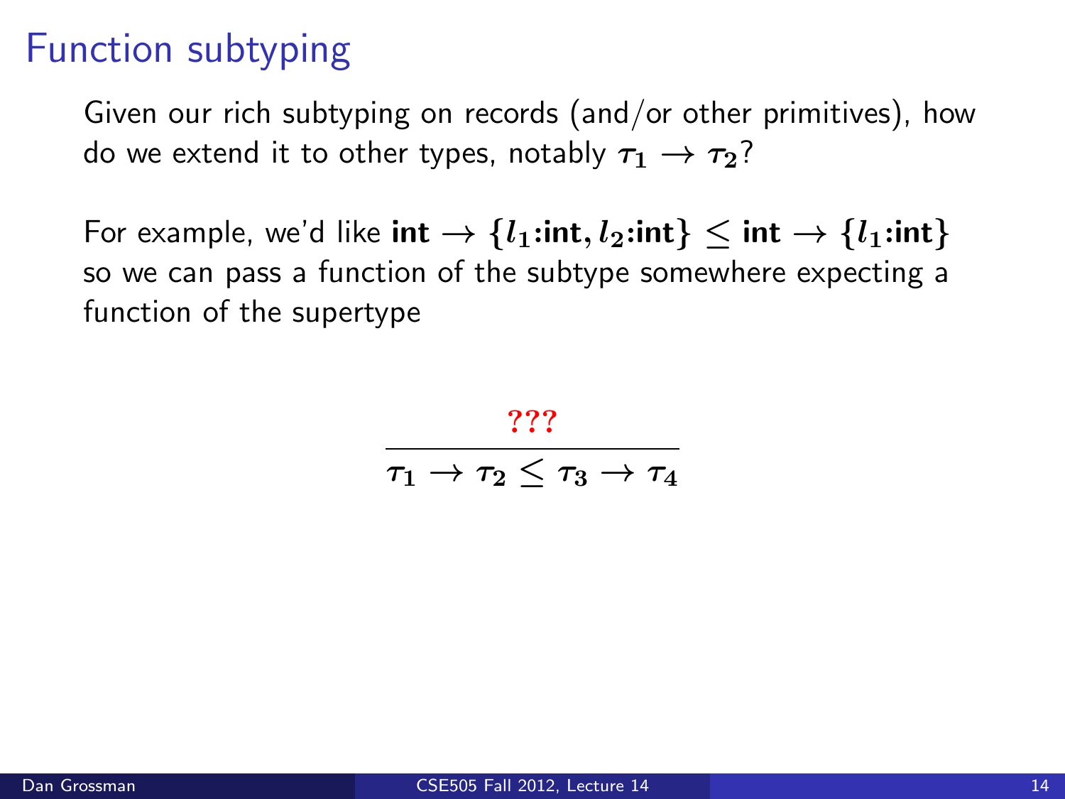# Function subtyping

Given our rich subtyping on records (and/or other primitives), how do we extend it to other types, notably $\tau_1 \rightarrow \tau_2$?

For example, we'd like $\textbf{int} \rightarrow \{l_1\textbf{:int}, l_2\textbf{:int}\} \leq \textbf{int} \rightarrow \{l_1\textbf{:int}\}$ so we can pass a function of the subtype somewhere expecting a function of the supertype

$$\frac{???}{\tau_1 \rightarrow \tau_2 \leq \tau_3 \rightarrow \tau_4}$$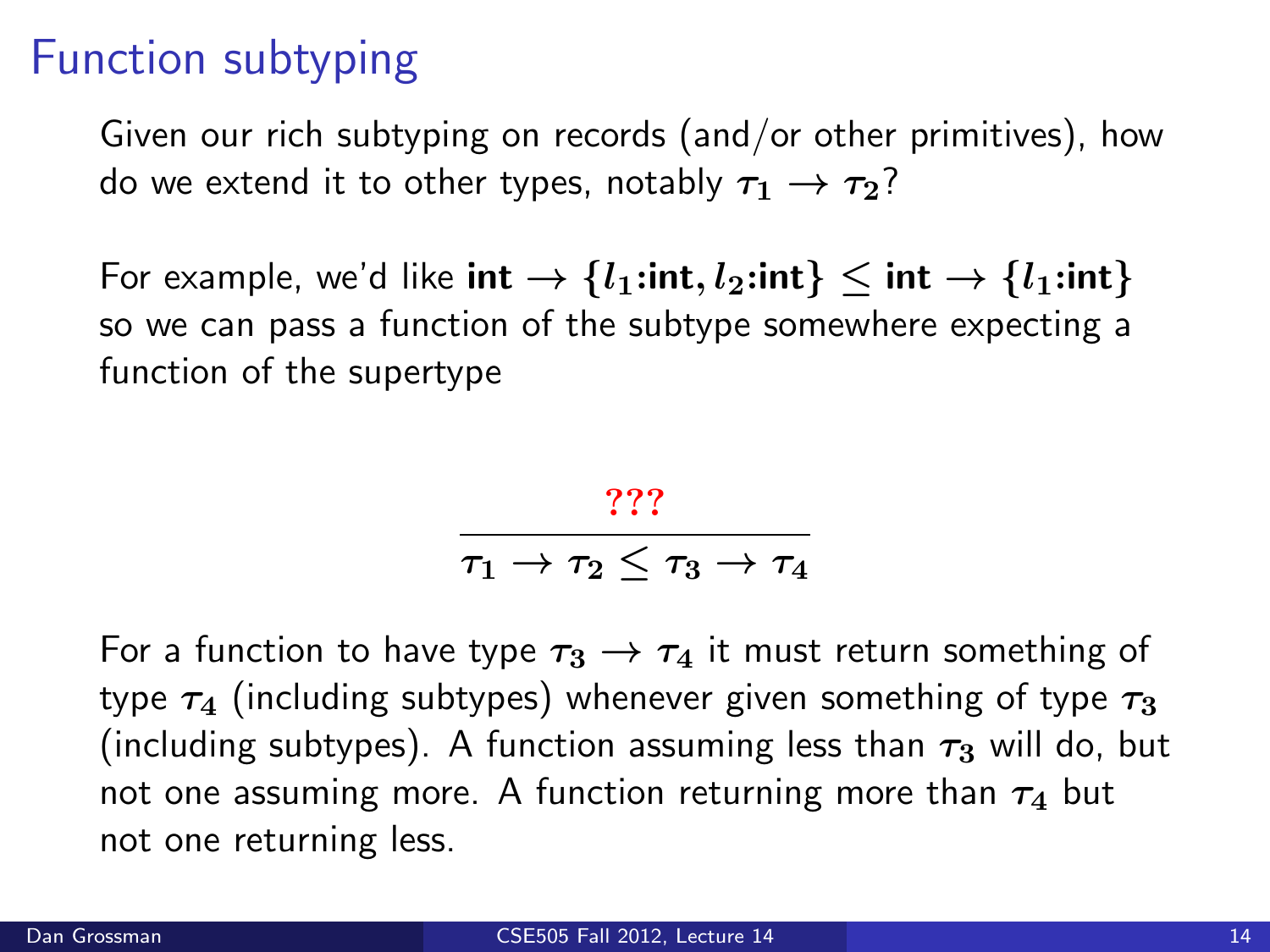# Function subtyping

Given our rich subtyping on records (and/or other primitives), how do we extend it to other types, notably $\tau_1 \rightarrow \tau_2$?

For example, we'd like $\textbf{int} \rightarrow \{l_1{:}\textbf{int}, l_2{:}\textbf{int}\} \leq \textbf{int} \rightarrow \{l_1{:}\textbf{int}\}$ so we can pass a function of the subtype somewhere expecting a function of the supertype

$$\frac{???}{\tau_1 \rightarrow \tau_2 \leq \tau_3 \rightarrow \tau_4}$$

For a function to have type $\tau_3 \rightarrow \tau_4$ it must return something of type $\tau_4$ (including subtypes) whenever given something of type $\tau_3$ (including subtypes). A function assuming less than $\tau_3$ will do, but not one assuming more. A function returning more than $\tau_4$ but not one returning less.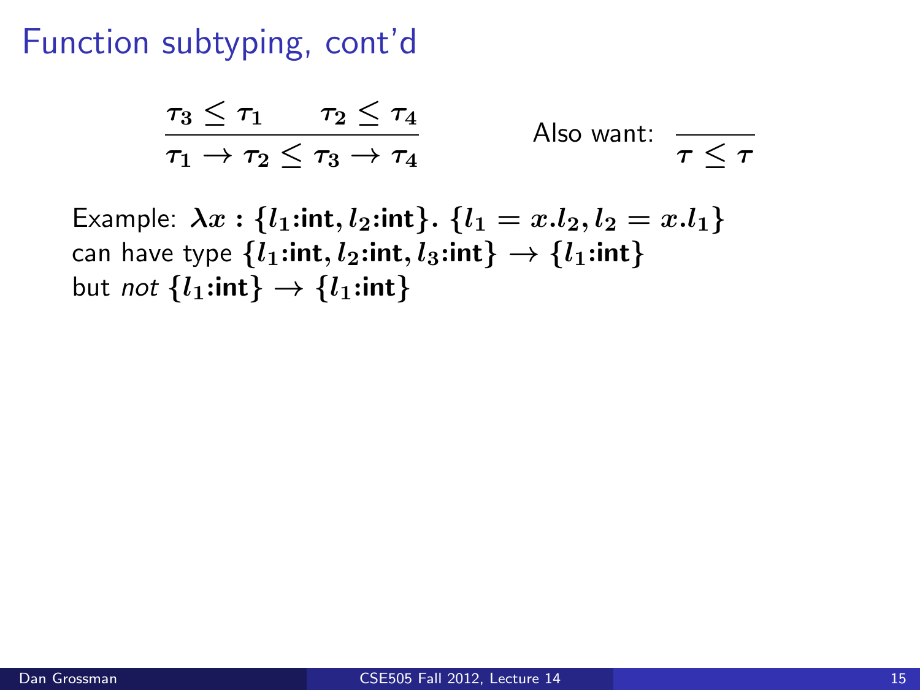# Function subtyping, cont'd

$$\frac{\tau_3 \leq \tau_1 \qquad \tau_2 \leq \tau_4}{\tau_1 \to \tau_2 \leq \tau_3 \to \tau_4}$$

Also want: $$\frac{}{\tau \leq \tau}$$

Example: $\lambda x : \{l_1\text{:int}, l_2\text{:int}\}.\ \{l_1 = x.l_2, l_2 = x.l_1\}$
can have type $\{l_1\text{:int}, l_2\text{:int}, l_3\text{:int}\} \to \{l_1\text{:int}\}$
but *not* $\{l_1\text{:int}\} \to \{l_1\text{:int}\}$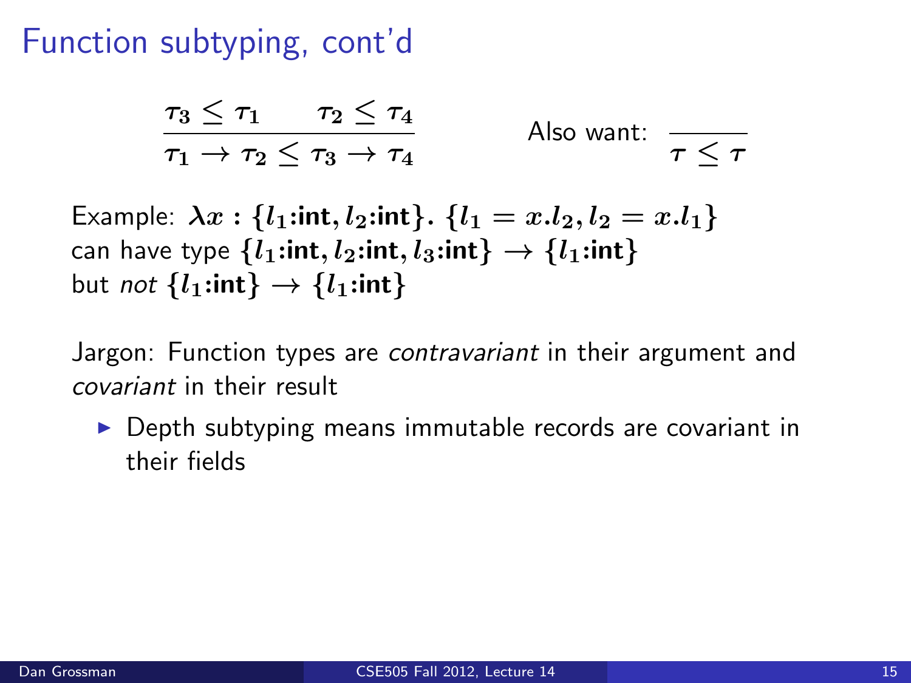# Function subtyping, cont'd

$$\frac{\tau_3 \leq \tau_1 \qquad \tau_2 \leq \tau_4}{\tau_1 \rightarrow \tau_2 \leq \tau_3 \rightarrow \tau_4} \qquad \text{Also want: } \frac{}{\tau \leq \tau}$$

Example: $\lambda x : \{l_1\text{:int}, l_2\text{:int}\}.\ \{l_1 = x.l_2, l_2 = x.l_1\}$
can have type $\{l_1\text{:int}, l_2\text{:int}, l_3\text{:int}\} \rightarrow \{l_1\text{:int}\}$
but *not* $\{l_1\text{:int}\} \rightarrow \{l_1\text{:int}\}$

Jargon: Function types are *contravariant* in their argument and *covariant* in their result

- Depth subtyping means immutable records are covariant in their fields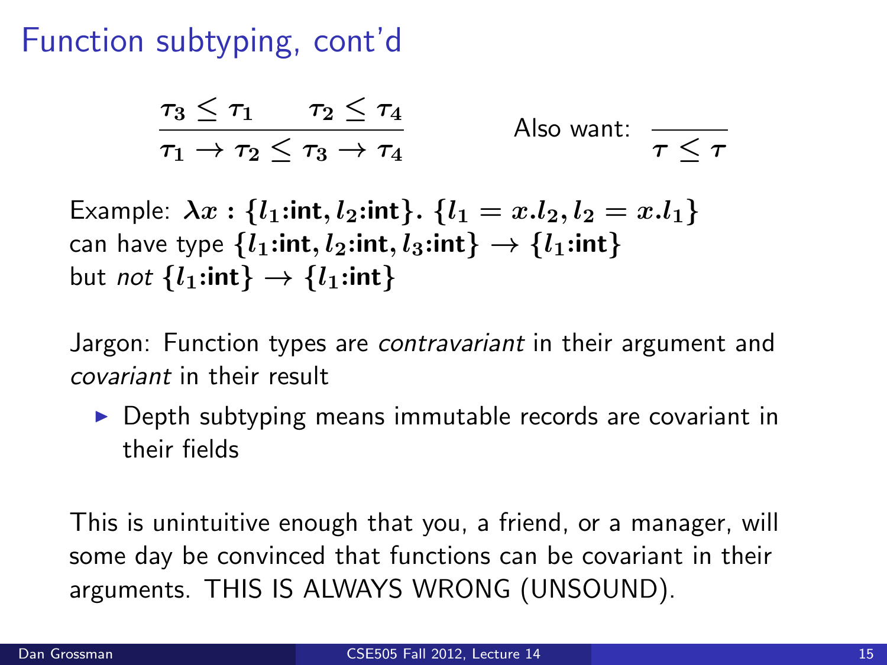# Function subtyping, cont'd

$$\frac{\tau_3 \leq \tau_1 \qquad \tau_2 \leq \tau_4}{\tau_1 \rightarrow \tau_2 \leq \tau_3 \rightarrow \tau_4} \qquad \text{Also want: } \frac{}{\tau \leq \tau}$$

Example: $\lambda x : \{l_1\text{:int}, l_2\text{:int}\}.\ \{l_1 = x.l_2, l_2 = x.l_1\}$
can have type $\{l_1\text{:int}, l_2\text{:int}, l_3\text{:int}\} \rightarrow \{l_1\text{:int}\}$
but *not* $\{l_1\text{:int}\} \rightarrow \{l_1\text{:int}\}$

Jargon: Function types are *contravariant* in their argument and *covariant* in their result

- Depth subtyping means immutable records are covariant in their fields

This is unintuitive enough that you, a friend, or a manager, will some day be convinced that functions can be covariant in their arguments. THIS IS ALWAYS WRONG (UNSOUND).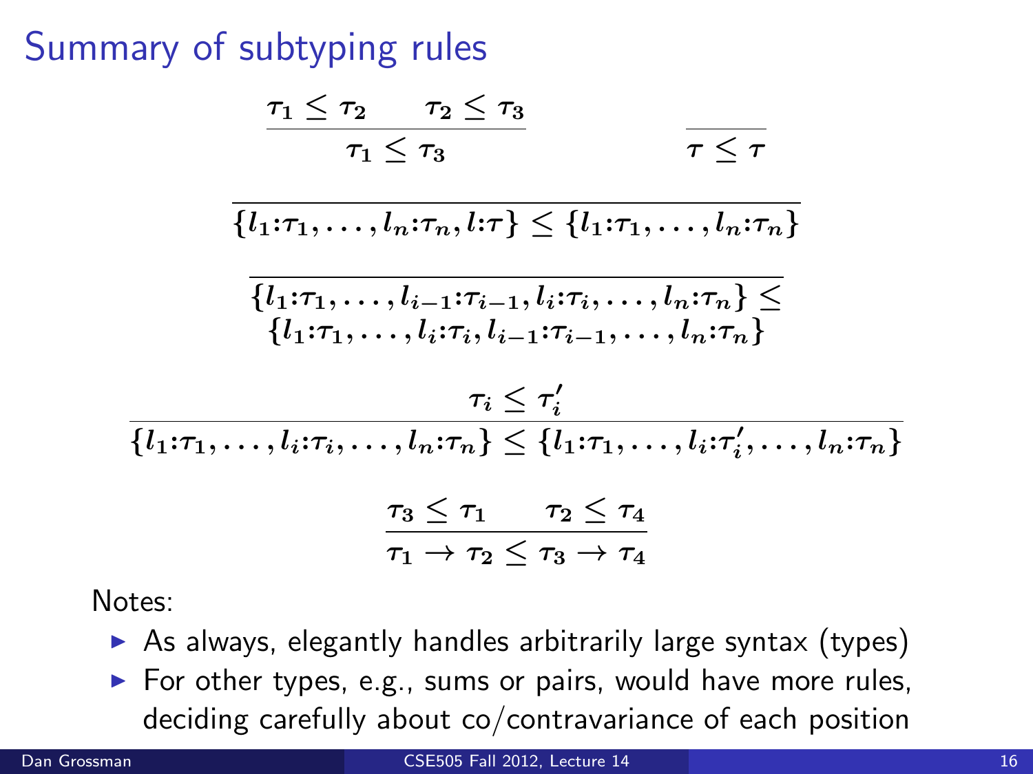# Summary of subtyping rules

$$\frac{\tau_1 \leq \tau_2 \qquad \tau_2 \leq \tau_3}{\tau_1 \leq \tau_3} \qquad\qquad \frac{}{\tau \leq \tau}$$

$$\frac{}{\{l_1{:}\tau_1, \ldots, l_n{:}\tau_n, l{:}\tau\} \leq \{l_1{:}\tau_1, \ldots, l_n{:}\tau_n\}}$$

$$\frac{}{\begin{array}{c}\{l_1{:}\tau_1, \ldots, l_{i-1}{:}\tau_{i-1}, l_i{:}\tau_i, \ldots, l_n{:}\tau_n\} \leq \\ \{l_1{:}\tau_1, \ldots, l_i{:}\tau_i, l_{i-1}{:}\tau_{i-1}, \ldots, l_n{:}\tau_n\}\end{array}}$$

$$\frac{\tau_i \leq \tau_i'}{\{l_1{:}\tau_1, \ldots, l_i{:}\tau_i, \ldots, l_n{:}\tau_n\} \leq \{l_1{:}\tau_1, \ldots, l_i{:}\tau_i', \ldots, l_n{:}\tau_n\}}$$

$$\frac{\tau_3 \leq \tau_1 \qquad \tau_2 \leq \tau_4}{\tau_1 \rightarrow \tau_2 \leq \tau_3 \rightarrow \tau_4}$$

Notes:

- As always, elegantly handles arbitrarily large syntax (types)
- For other types, e.g., sums or pairs, would have more rules, deciding carefully about co/contravariance of each position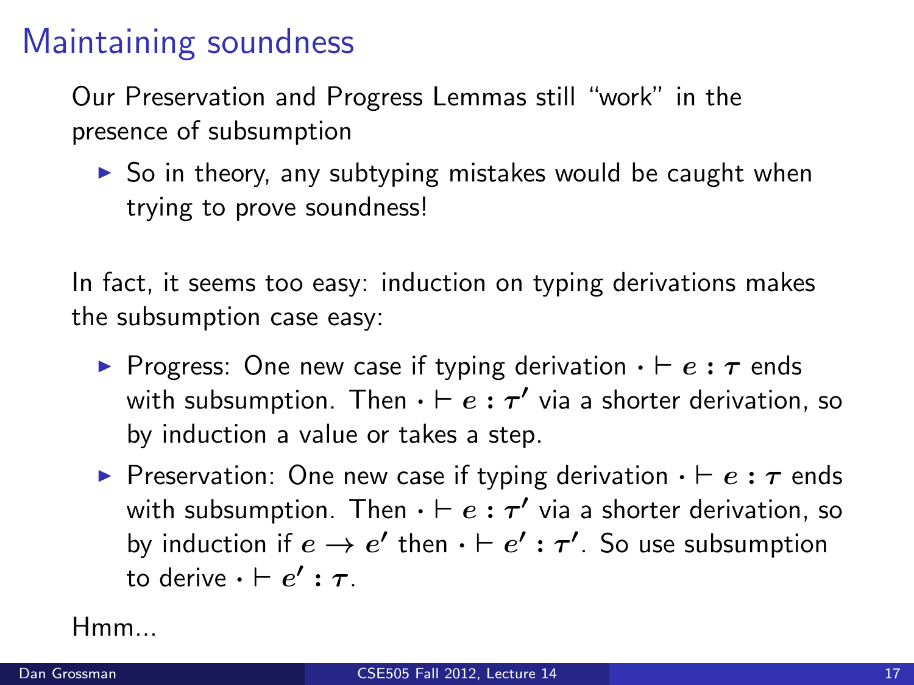# Maintaining soundness

Our Preservation and Progress Lemmas still "work" in the presence of subsumption

- So in theory, any subtyping mistakes would be caught when trying to prove soundness!

In fact, it seems too easy: induction on typing derivations makes the subsumption case easy:

- Progress: One new case if typing derivation $\cdot \vdash e : \tau$ ends with subsumption. Then $\cdot \vdash e : \tau'$ via a shorter derivation, so by induction a value or takes a step.
- Preservation: One new case if typing derivation $\cdot \vdash e : \tau$ ends with subsumption. Then $\cdot \vdash e : \tau'$ via a shorter derivation, so by induction if $e \rightarrow e'$ then $\cdot \vdash e' : \tau'$. So use subsumption to derive $\cdot \vdash e' : \tau$.

Hmm...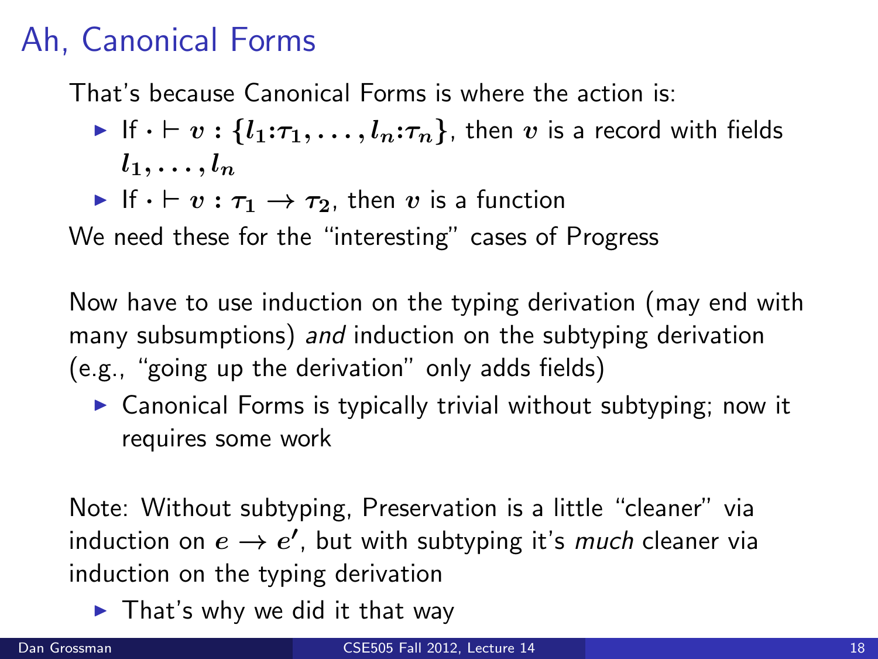# Ah, Canonical Forms

That's because Canonical Forms is where the action is:

- If $\cdot \vdash v : \{l_1{:}\tau_1, \ldots, l_n{:}\tau_n\}$, then $v$ is a record with fields $l_1, \ldots, l_n$
- If $\cdot \vdash v : \tau_1 \rightarrow \tau_2$, then $v$ is a function

We need these for the "interesting" cases of Progress

Now have to use induction on the typing derivation (may end with many subsumptions) *and* induction on the subtyping derivation (e.g., "going up the derivation" only adds fields)

- Canonical Forms is typically trivial without subtyping; now it requires some work

Note: Without subtyping, Preservation is a little "cleaner" via induction on $e \rightarrow e'$, but with subtyping it's *much* cleaner via induction on the typing derivation

- That's why we did it that way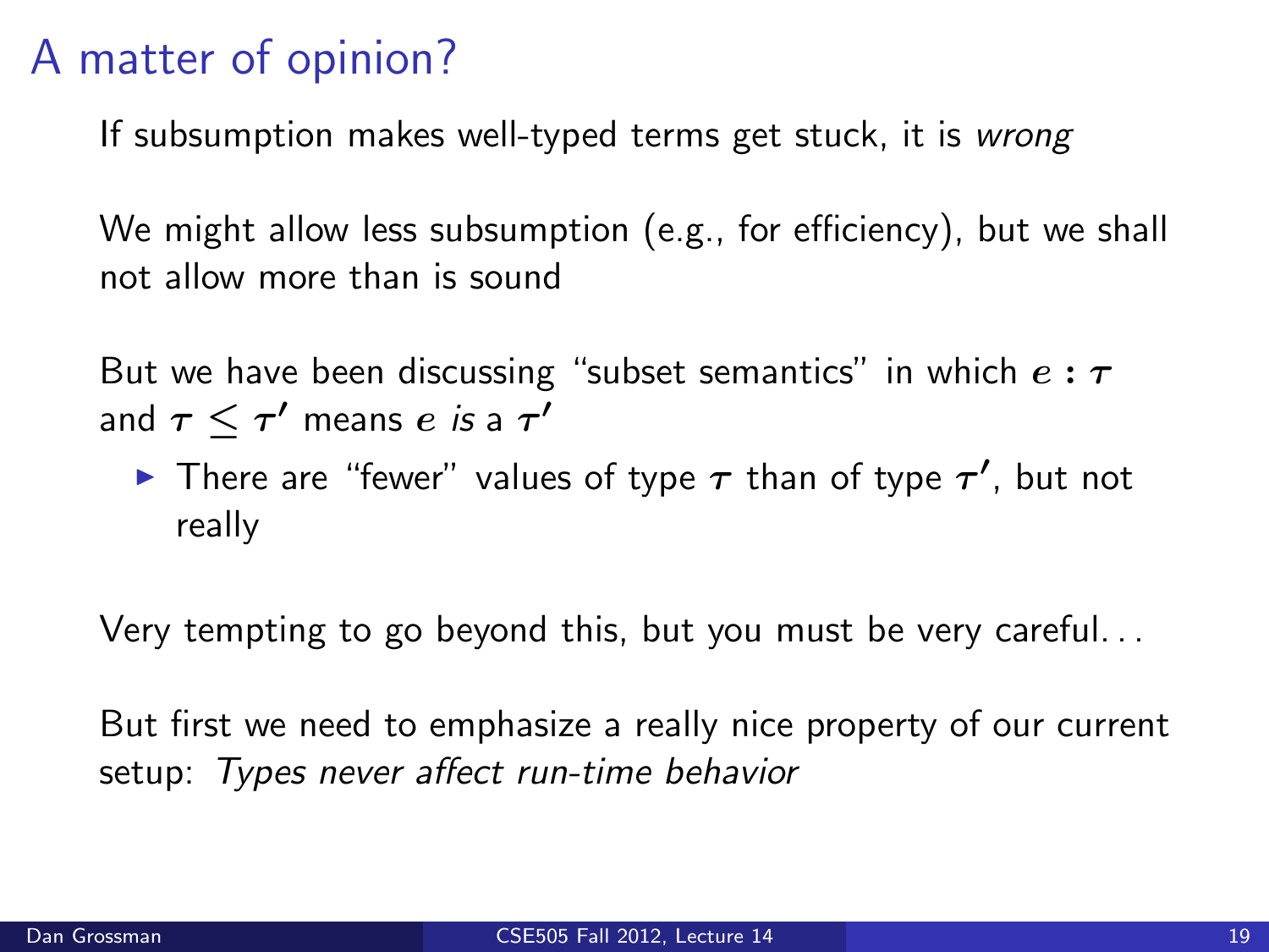# A matter of opinion?

If subsumption makes well-typed terms get stuck, it is *wrong*

We might allow less subsumption (e.g., for efficiency), but we shall not allow more than is sound

But we have been discussing "subset semantics" in which $e : \tau$ and $\tau \leq \tau'$ means $e$ *is* a $\tau'$

- There are "fewer" values of type $\tau$ than of type $\tau'$, but not really

Very tempting to go beyond this, but you must be very careful...

But first we need to emphasize a really nice property of our current setup: *Types never affect run-time behavior*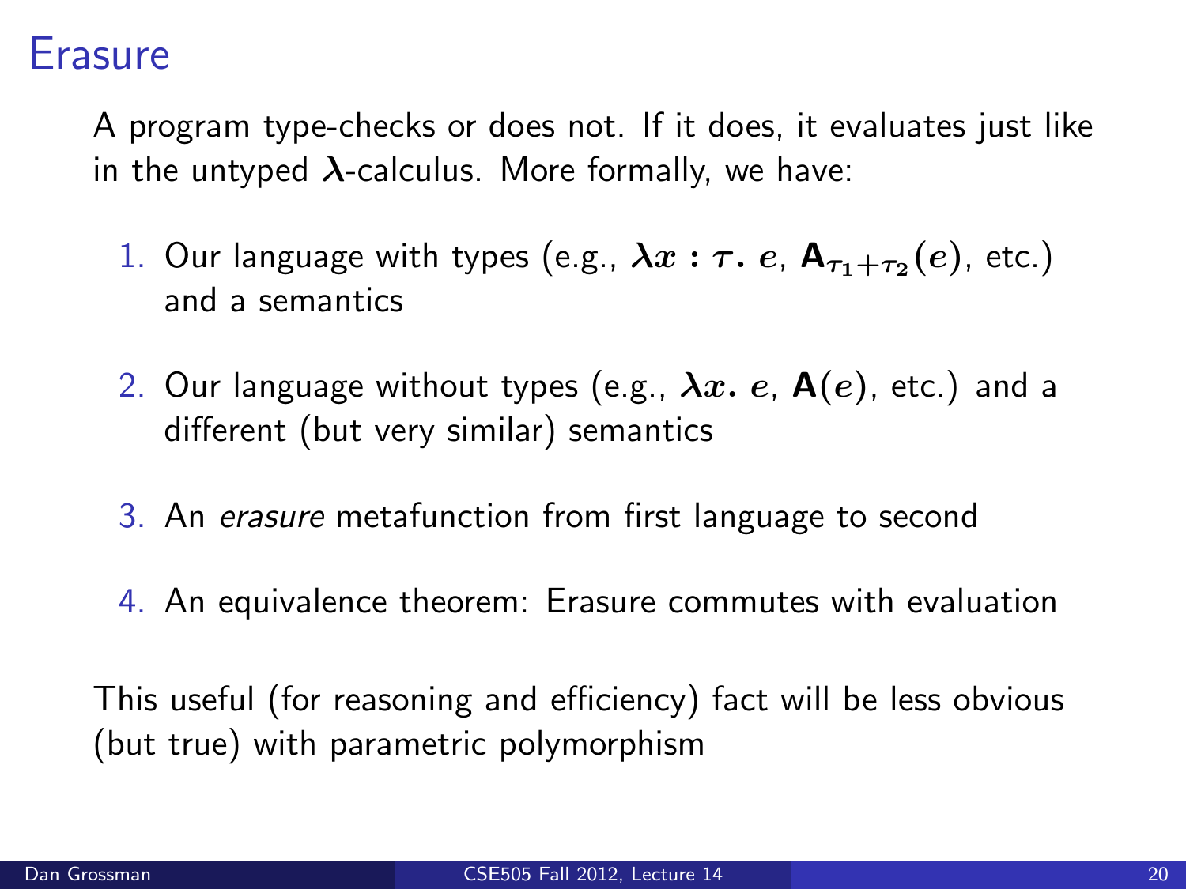# Erasure

A program type-checks or does not. If it does, it evaluates just like in the untyped $\boldsymbol{\lambda}$-calculus. More formally, we have:

1. Our language with types (e.g., $\boldsymbol{\lambda x : \tau .}\ e$, $\mathbf{A}_{\tau_1 + \tau_2}(e)$, etc.) and a semantics

2. Our language without types (e.g., $\boldsymbol{\lambda x.}\ e$, $\mathbf{A}(e)$, etc.) and a different (but very similar) semantics

3. An *erasure* metafunction from first language to second

4. An equivalence theorem: Erasure commutes with evaluation

This useful (for reasoning and efficiency) fact will be less obvious (but true) with parametric polymorphism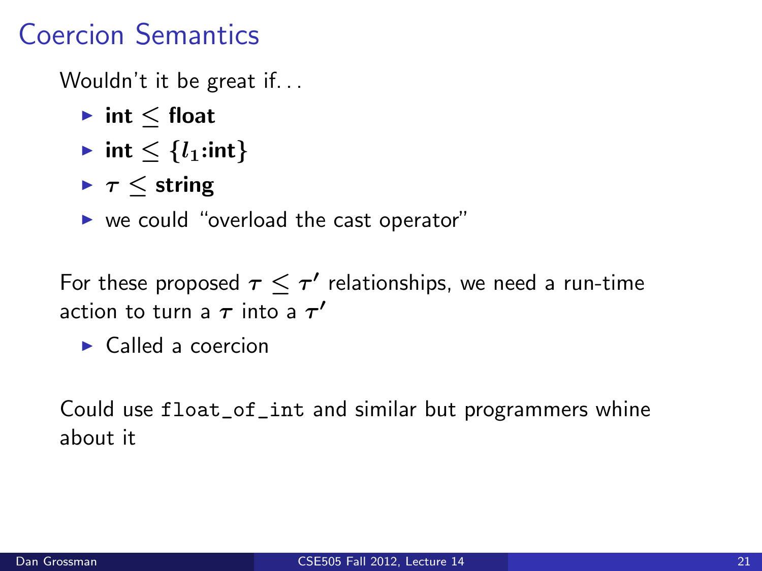# Coercion Semantics

Wouldn't it be great if...

- **int** $\leq$ **float**
- **int** $\leq \{l_1$:**int**$\}$
- $\tau \leq$ **string**
- we could "overload the cast operator"

For these proposed $\tau \leq \tau'$ relationships, we need a run-time action to turn a $\tau$ into a $\tau'$

- Called a coercion

Could use `float_of_int` and similar but programmers whine about it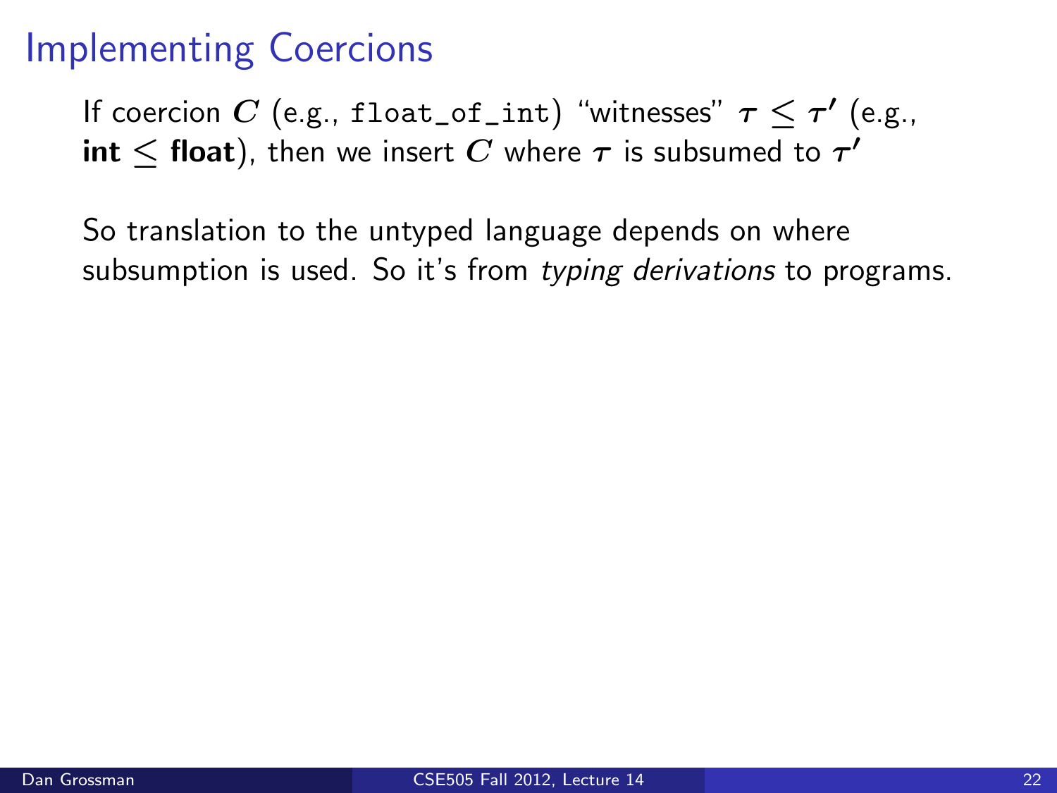# Implementing Coercions

If coercion $C$ (e.g., `float_of_int`) "witnesses" $\tau \leq \tau'$ (e.g., **int** $\leq$ **float**), then we insert $C$ where $\tau$ is subsumed to $\tau'$

So translation to the untyped language depends on where subsumption is used. So it's from *typing derivations* to programs.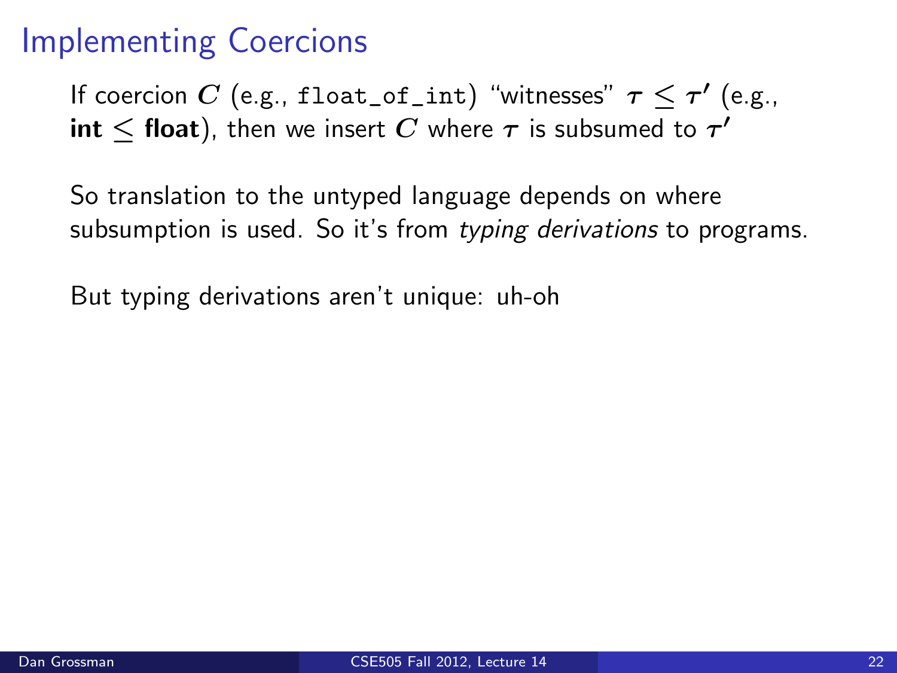# Implementing Coercions

If coercion $C$ (e.g., `float_of_int`) "witnesses" $\tau \leq \tau'$ (e.g., **int** $\leq$ **float**), then we insert $C$ where $\tau$ is subsumed to $\tau'$

So translation to the untyped language depends on where subsumption is used. So it's from *typing derivations* to programs.

But typing derivations aren't unique: uh-oh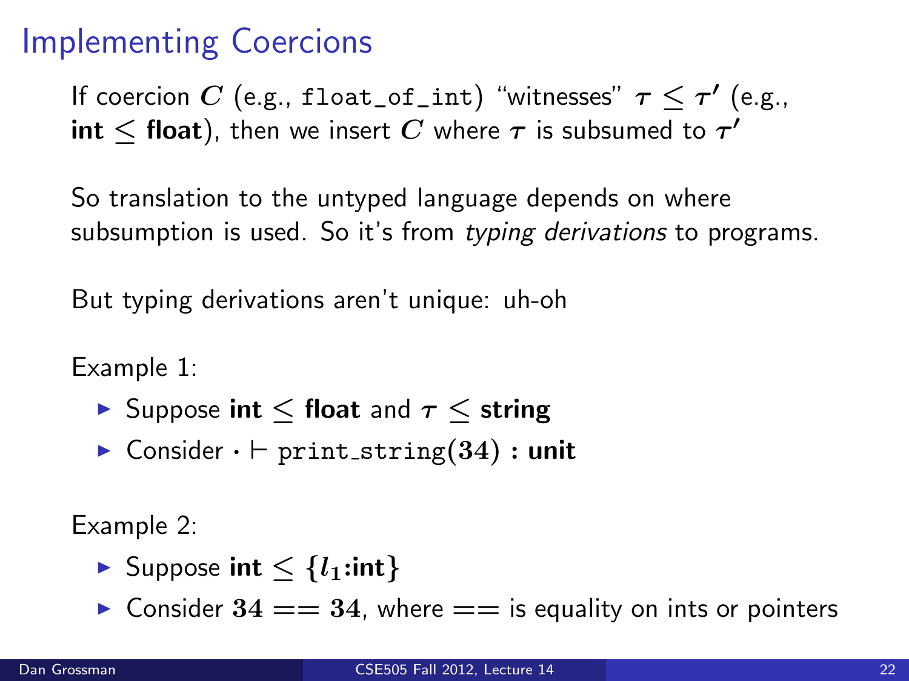# Implementing Coercions

If coercion $C$ (e.g., `float_of_int`) "witnesses" $\tau \leq \tau'$ (e.g., **int** $\leq$ **float**), then we insert $C$ where $\tau$ is subsumed to $\tau'$

So translation to the untyped language depends on where subsumption is used. So it's from *typing derivations* to programs.

But typing derivations aren't unique: uh-oh

Example 1:

- Suppose **int** $\leq$ **float** and $\tau \leq$ **string**
- Consider $\cdot \vdash$ `print_string`$(34)$ : **unit**

Example 2:

- Suppose **int** $\leq \{l_1$:**int**$\}$
- Consider $34 == 34$, where $==$ is equality on ints or pointers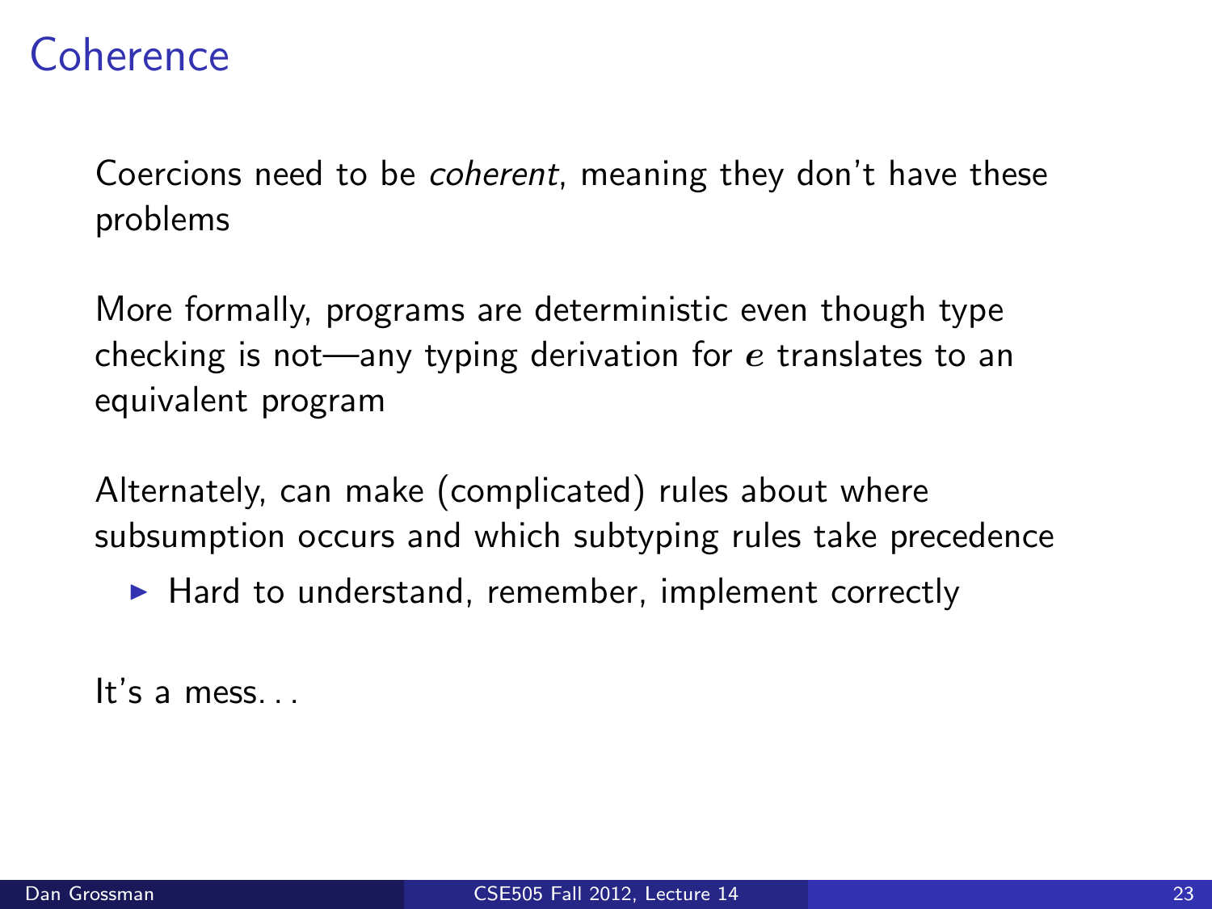# Coherence

Coercions need to be *coherent*, meaning they don't have these problems

More formally, programs are deterministic even though type checking is not—any typing derivation for $e$ translates to an equivalent program

Alternately, can make (complicated) rules about where subsumption occurs and which subtyping rules take precedence

- Hard to understand, remember, implement correctly

It's a mess. . .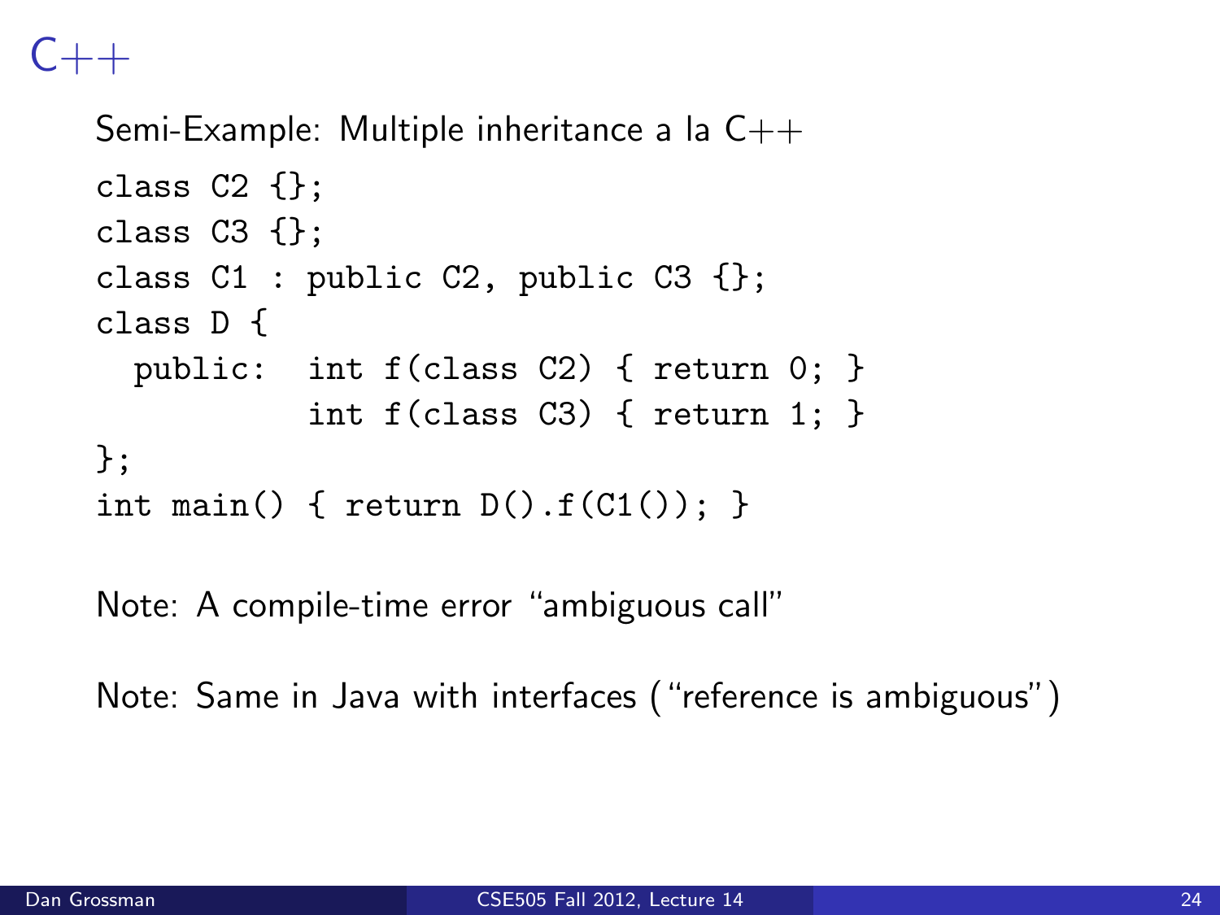# C++

Semi-Example: Multiple inheritance a la C++

```
class C2 {};
class C3 {};
class C1 : public C2, public C3 {};
class D {
  public:  int f(class C2) { return 0; }
           int f(class C3) { return 1; }
};
int main() { return D().f(C1()); }
```

Note: A compile-time error "ambiguous call"

Note: Same in Java with interfaces ("reference is ambiguous")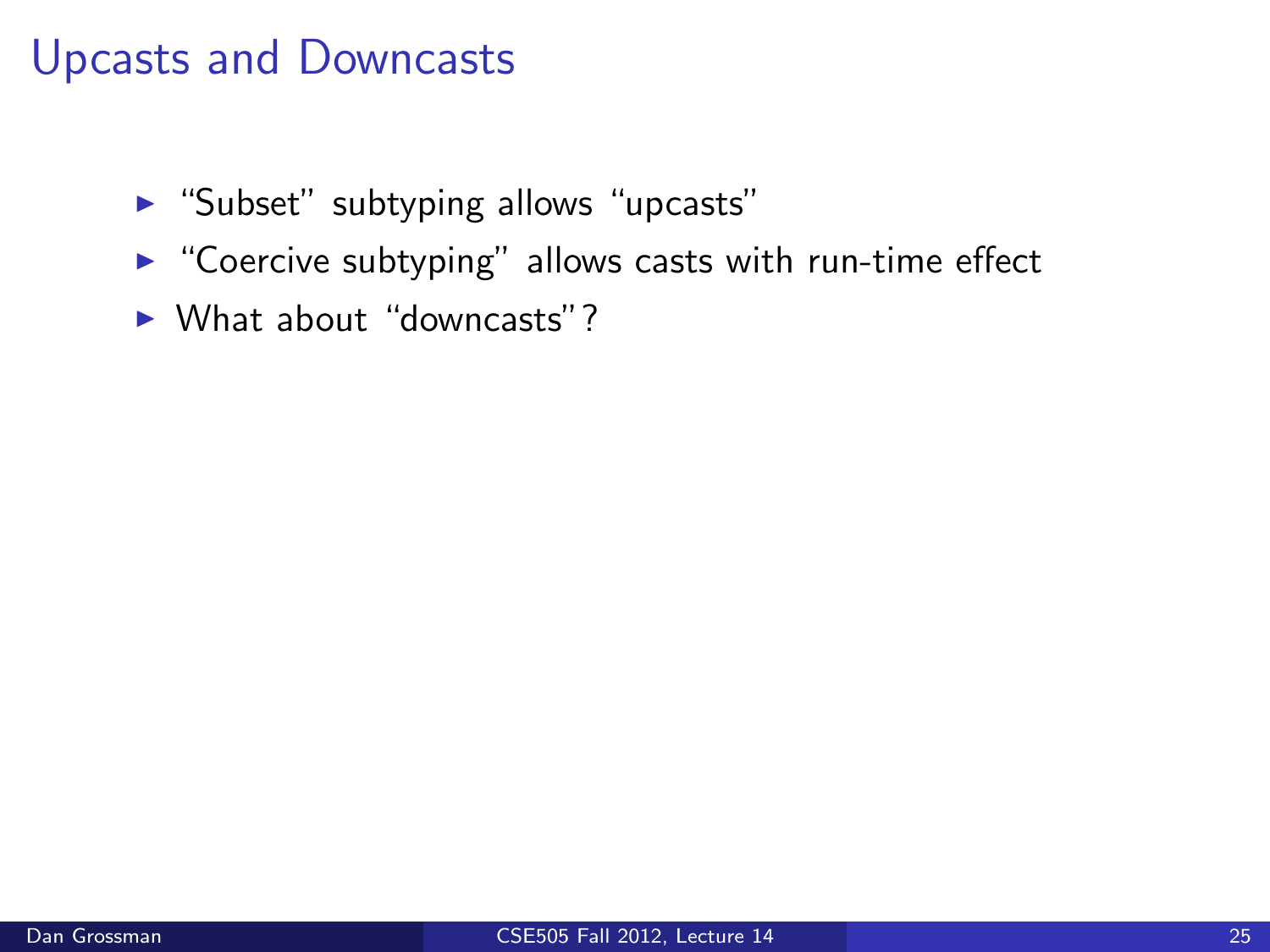# Upcasts and Downcasts

- "Subset" subtyping allows "upcasts"
- "Coercive subtyping" allows casts with run-time effect
- What about "downcasts"?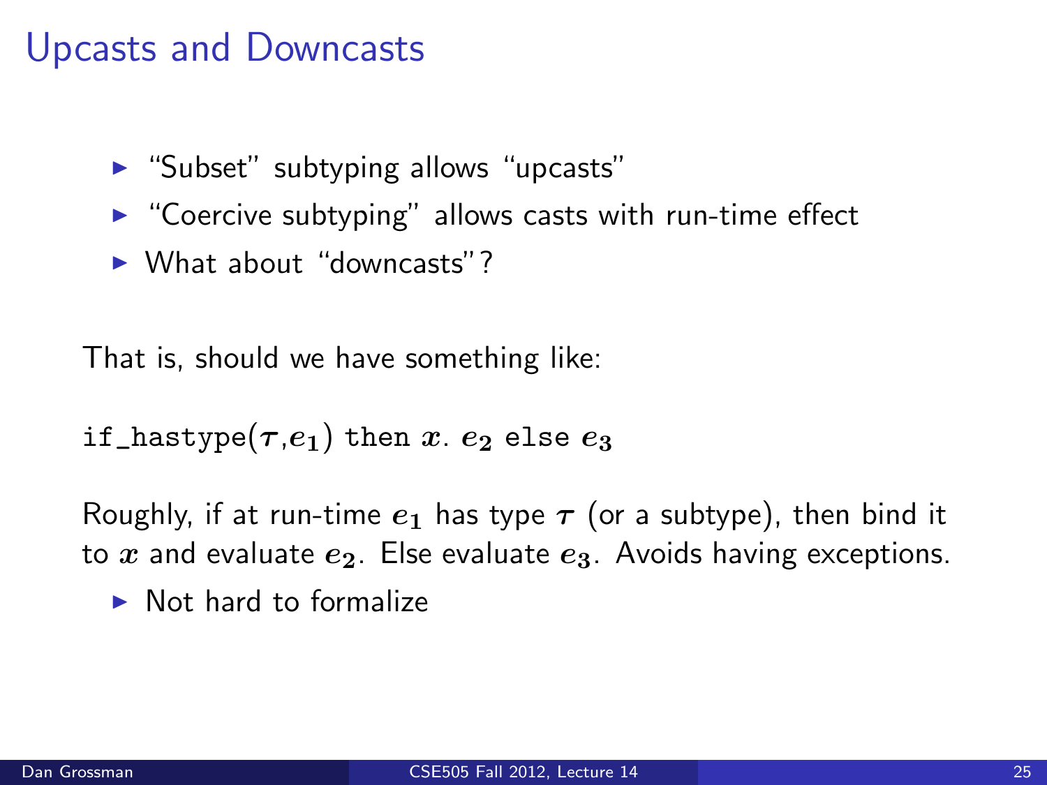# Upcasts and Downcasts

- "Subset" subtyping allows "upcasts"
- "Coercive subtyping" allows casts with run-time effect
- What about "downcasts"?

That is, should we have something like:

`if_hastype(`$\tau$`,`$e_1$`) then` $x$. $e_2$ `else` $e_3$

Roughly, if at run-time $e_1$ has type $\tau$ (or a subtype), then bind it to $x$ and evaluate $e_2$. Else evaluate $e_3$. Avoids having exceptions.

- Not hard to formalize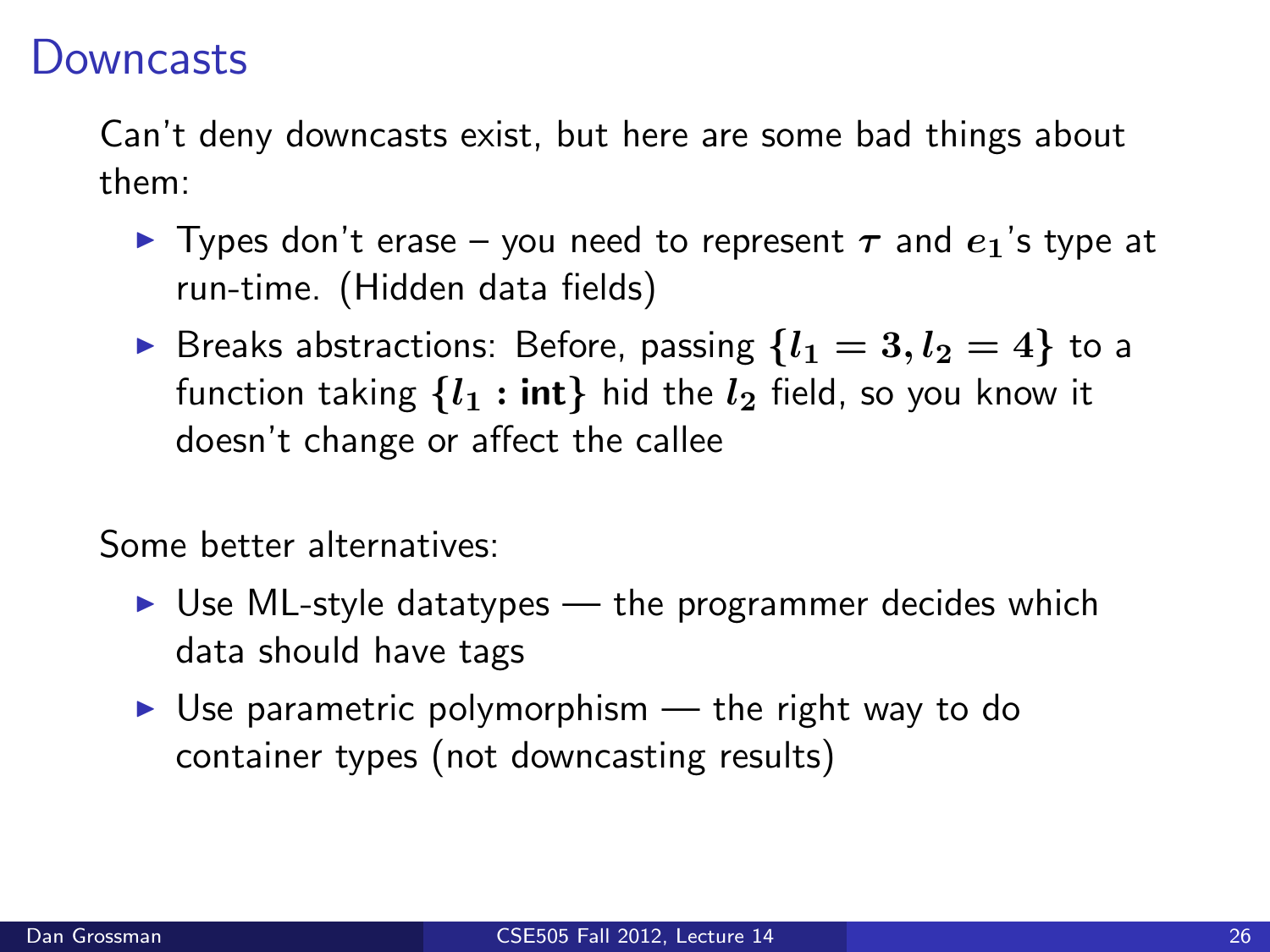# Downcasts

Can't deny downcasts exist, but here are some bad things about them:

- Types don't erase – you need to represent $\tau$ and $e_1$'s type at run-time. (Hidden data fields)
- Breaks abstractions: Before, passing $\{l_1 = 3, l_2 = 4\}$ to a function taking $\{l_1 : \textbf{int}\}$ hid the $l_2$ field, so you know it doesn't change or affect the callee

Some better alternatives:

- Use ML-style datatypes — the programmer decides which data should have tags
- Use parametric polymorphism — the right way to do container types (not downcasting results)